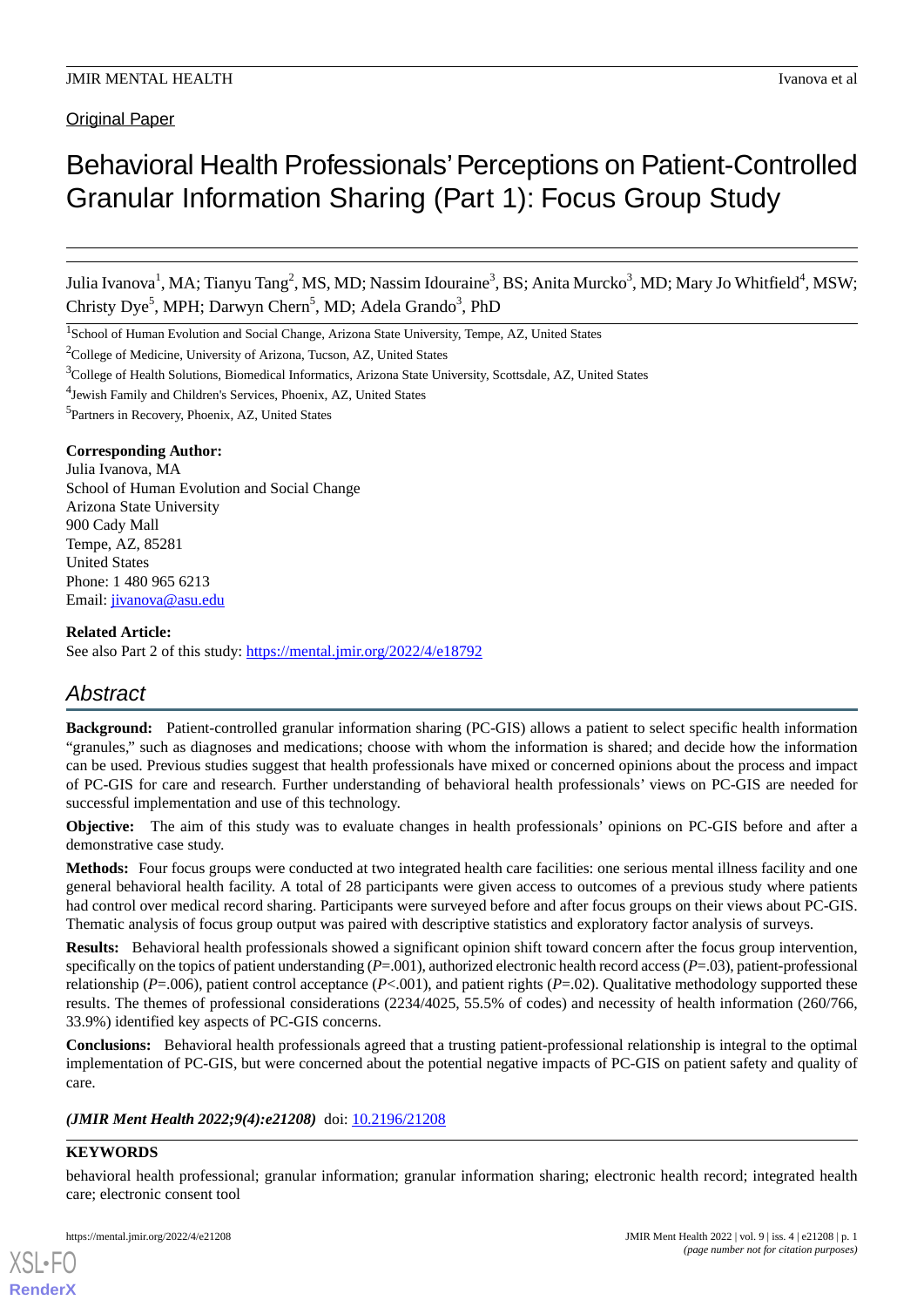Original Paper

# Behavioral Health Professionals' Perceptions on Patient-Controlled Granular Information Sharing (Part 1): Focus Group Study

Julia Ivanova[1], MA; Tianyu Tang[2], MS, MD; Nassim Idouraine[3], BS; Anita Murcko[3], MD; Mary Jo Whitfield[4], MSW; Christy Dye[5], MPH; Darwyn Chern[5], MD; Adela Grando[3], PhD

[1]School of Human Evolution and Social Change, Arizona State University, Tempe, AZ, United States

[2]College of Medicine, University of Arizona, Tucson, AZ, United States

[3]College of Health Solutions, Biomedical Informatics, Arizona State University, Scottsdale, AZ, United States

[4]Jewish Family and Children's Services, Phoenix, AZ, United States

[5]Partners in Recovery, Phoenix, AZ, United States

**Corresponding Author:**
Julia Ivanova, MA
School of Human Evolution and Social Change
Arizona State University
900 Cady Mall
Tempe, AZ, 85281
United States
Phone: 1 480 965 6213
Email: jivanova@asu.edu

**Related Article:**
See also Part 2 of this study: https://mental.jmir.org/2022/4/e18792

## Abstract

**Background:** Patient-controlled granular information sharing (PC-GIS) allows a patient to select specific health information "granules," such as diagnoses and medications; choose with whom the information is shared; and decide how the information can be used. Previous studies suggest that health professionals have mixed or concerned opinions about the process and impact of PC-GIS for care and research. Further understanding of behavioral health professionals' views on PC-GIS are needed for successful implementation and use of this technology.

**Objective:** The aim of this study was to evaluate changes in health professionals' opinions on PC-GIS before and after a demonstrative case study.

**Methods:** Four focus groups were conducted at two integrated health care facilities: one serious mental illness facility and one general behavioral health facility. A total of 28 participants were given access to outcomes of a previous study where patients had control over medical record sharing. Participants were surveyed before and after focus groups on their views about PC-GIS. Thematic analysis of focus group output was paired with descriptive statistics and exploratory factor analysis of surveys.

**Results:** Behavioral health professionals showed a significant opinion shift toward concern after the focus group intervention, specifically on the topics of patient understanding ($P$=.001), authorized electronic health record access ($P$=.03), patient-professional relationship ($P$=.006), patient control acceptance ($P$<.001), and patient rights ($P$=.02). Qualitative methodology supported these results. The themes of professional considerations (2234/4025, 55.5% of codes) and necessity of health information (260/766, 33.9%) identified key aspects of PC-GIS concerns.

**Conclusions:** Behavioral health professionals agreed that a trusting patient-professional relationship is integral to the optimal implementation of PC-GIS, but were concerned about the potential negative impacts of PC-GIS on patient safety and quality of care.

***(JMIR Ment Health 2022;9(4):e21208)*** doi: 10.2196/21208

**KEYWORDS**

behavioral health professional; granular information; granular information sharing; electronic health record; integrated health care; electronic consent tool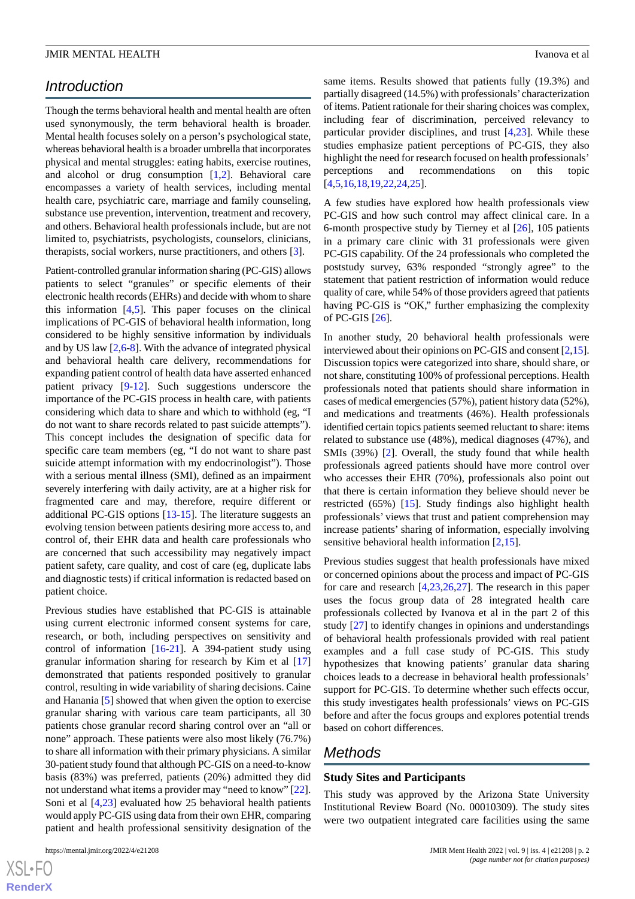## Introduction

Though the terms behavioral health and mental health are often used synonymously, the term behavioral health is broader. Mental health focuses solely on a person's psychological state, whereas behavioral health is a broader umbrella that incorporates physical and mental struggles: eating habits, exercise routines, and alcohol or drug consumption [1,2]. Behavioral care encompasses a variety of health services, including mental health care, psychiatric care, marriage and family counseling, substance use prevention, intervention, treatment and recovery, and others. Behavioral health professionals include, but are not limited to, psychiatrists, psychologists, counselors, clinicians, therapists, social workers, nurse practitioners, and others [3].

Patient-controlled granular information sharing (PC-GIS) allows patients to select "granules" or specific elements of their electronic health records (EHRs) and decide with whom to share this information [4,5]. This paper focuses on the clinical implications of PC-GIS of behavioral health information, long considered to be highly sensitive information by individuals and by US law [2,6-8]. With the advance of integrated physical and behavioral health care delivery, recommendations for expanding patient control of health data have asserted enhanced patient privacy [9-12]. Such suggestions underscore the importance of the PC-GIS process in health care, with patients considering which data to share and which to withhold (eg, "I do not want to share records related to past suicide attempts"). This concept includes the designation of specific data for specific care team members (eg, "I do not want to share past suicide attempt information with my endocrinologist"). Those with a serious mental illness (SMI), defined as an impairment severely interfering with daily activity, are at a higher risk for fragmented care and may, therefore, require different or additional PC-GIS options [13-15]. The literature suggests an evolving tension between patients desiring more access to, and control of, their EHR data and health care professionals who are concerned that such accessibility may negatively impact patient safety, care quality, and cost of care (eg, duplicate labs and diagnostic tests) if critical information is redacted based on patient choice.

Previous studies have established that PC-GIS is attainable using current electronic informed consent systems for care, research, or both, including perspectives on sensitivity and control of information [16-21]. A 394-patient study using granular information sharing for research by Kim et al [17] demonstrated that patients responded positively to granular control, resulting in wide variability of sharing decisions. Caine and Hanania [5] showed that when given the option to exercise granular sharing with various care team participants, all 30 patients chose granular record sharing control over an "all or none" approach. These patients were also most likely (76.7%) to share all information with their primary physicians. A similar 30-patient study found that although PC-GIS on a need-to-know basis (83%) was preferred, patients (20%) admitted they did not understand what items a provider may "need to know" [22]. Soni et al [4,23] evaluated how 25 behavioral health patients would apply PC-GIS using data from their own EHR, comparing patient and health professional sensitivity designation of the same items. Results showed that patients fully (19.3%) and partially disagreed (14.5%) with professionals' characterization of items. Patient rationale for their sharing choices was complex, including fear of discrimination, perceived relevancy to particular provider disciplines, and trust [4,23]. While these studies emphasize patient perceptions of PC-GIS, they also highlight the need for research focused on health professionals' perceptions and recommendations on this topic [4,5,16,18,19,22,24,25].

A few studies have explored how health professionals view PC-GIS and how such control may affect clinical care. In a 6-month prospective study by Tierney et al [26], 105 patients in a primary care clinic with 31 professionals were given PC-GIS capability. Of the 24 professionals who completed the poststudy survey, 63% responded "strongly agree" to the statement that patient restriction of information would reduce quality of care, while 54% of those providers agreed that patients having PC-GIS is "OK," further emphasizing the complexity of PC-GIS [26].

In another study, 20 behavioral health professionals were interviewed about their opinions on PC-GIS and consent [2,15]. Discussion topics were categorized into share, should share, or not share, constituting 100% of professional perceptions. Health professionals noted that patients should share information in cases of medical emergencies (57%), patient history data (52%), and medications and treatments (46%). Health professionals identified certain topics patients seemed reluctant to share: items related to substance use (48%), medical diagnoses (47%), and SMIs (39%) [2]. Overall, the study found that while health professionals agreed patients should have more control over who accesses their EHR (70%), professionals also point out that there is certain information they believe should never be restricted (65%) [15]. Study findings also highlight health professionals' views that trust and patient comprehension may increase patients' sharing of information, especially involving sensitive behavioral health information [2,15].

Previous studies suggest that health professionals have mixed or concerned opinions about the process and impact of PC-GIS for care and research [4,23,26,27]. The research in this paper uses the focus group data of 28 integrated health care professionals collected by Ivanova et al in the part 2 of this study [27] to identify changes in opinions and understandings of behavioral health professionals provided with real patient examples and a full case study of PC-GIS. This study hypothesizes that knowing patients' granular data sharing choices leads to a decrease in behavioral health professionals' support for PC-GIS. To determine whether such effects occur, this study investigates health professionals' views on PC-GIS before and after the focus groups and explores potential trends based on cohort differences.

## Methods

### Study Sites and Participants

This study was approved by the Arizona State University Institutional Review Board (No. 00010309). The study sites were two outpatient integrated care facilities using the same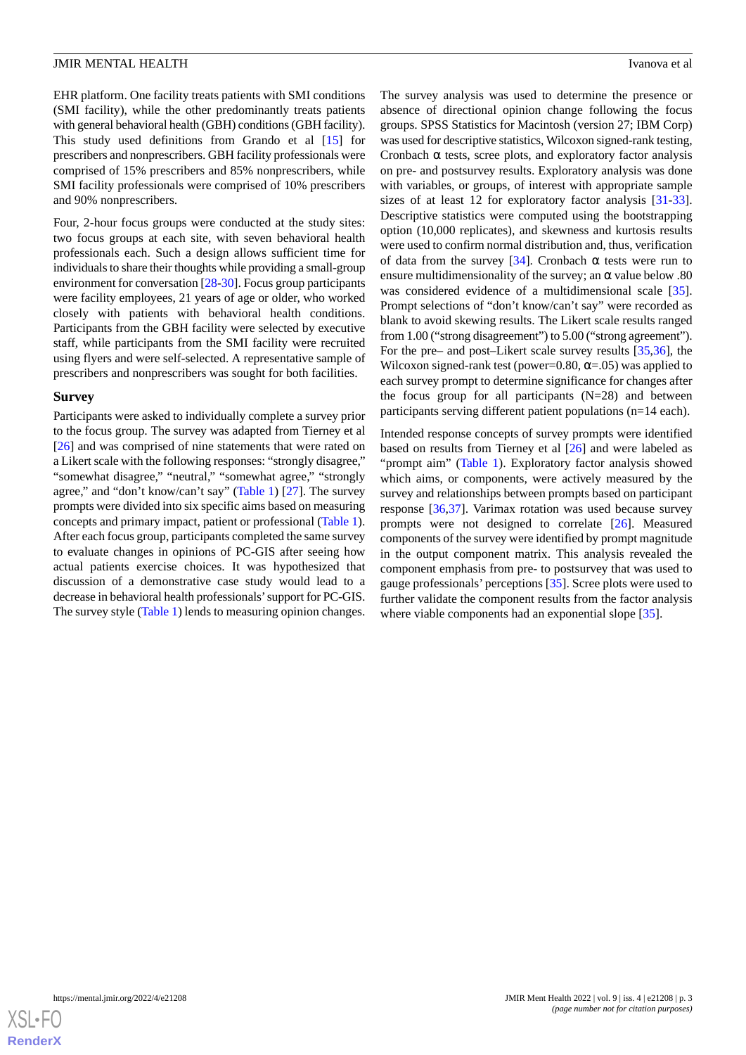EHR platform. One facility treats patients with SMI conditions (SMI facility), while the other predominantly treats patients with general behavioral health (GBH) conditions (GBH facility). This study used definitions from Grando et al [15] for prescribers and nonprescribers. GBH facility professionals were comprised of 15% prescribers and 85% nonprescribers, while SMI facility professionals were comprised of 10% prescribers and 90% nonprescribers.

Four, 2-hour focus groups were conducted at the study sites: two focus groups at each site, with seven behavioral health professionals each. Such a design allows sufficient time for individuals to share their thoughts while providing a small-group environment for conversation [28-30]. Focus group participants were facility employees, 21 years of age or older, who worked closely with patients with behavioral health conditions. Participants from the GBH facility were selected by executive staff, while participants from the SMI facility were recruited using flyers and were self-selected. A representative sample of prescribers and nonprescribers was sought for both facilities.

### Survey

Participants were asked to individually complete a survey prior to the focus group. The survey was adapted from Tierney et al [26] and was comprised of nine statements that were rated on a Likert scale with the following responses: "strongly disagree," "somewhat disagree," "neutral," "somewhat agree," "strongly agree," and "don't know/can't say" (Table 1) [27]. The survey prompts were divided into six specific aims based on measuring concepts and primary impact, patient or professional (Table 1). After each focus group, participants completed the same survey to evaluate changes in opinions of PC-GIS after seeing how actual patients exercise choices. It was hypothesized that discussion of a demonstrative case study would lead to a decrease in behavioral health professionals' support for PC-GIS. The survey style (Table 1) lends to measuring opinion changes.

The survey analysis was used to determine the presence or absence of directional opinion change following the focus groups. SPSS Statistics for Macintosh (version 27; IBM Corp) was used for descriptive statistics, Wilcoxon signed-rank testing, Cronbach α tests, scree plots, and exploratory factor analysis on pre- and postsurvey results. Exploratory analysis was done with variables, or groups, of interest with appropriate sample sizes of at least 12 for exploratory factor analysis [31-33]. Descriptive statistics were computed using the bootstrapping option (10,000 replicates), and skewness and kurtosis results were used to confirm normal distribution and, thus, verification of data from the survey [34]. Cronbach α tests were run to ensure multidimensionality of the survey; an α value below .80 was considered evidence of a multidimensional scale [35]. Prompt selections of "don't know/can't say" were recorded as blank to avoid skewing results. The Likert scale results ranged from 1.00 ("strong disagreement") to 5.00 ("strong agreement"). For the pre– and post–Likert scale survey results [35,36], the Wilcoxon signed-rank test (power=0.80, α=.05) was applied to each survey prompt to determine significance for changes after the focus group for all participants (N=28) and between participants serving different patient populations (n=14 each).

Intended response concepts of survey prompts were identified based on results from Tierney et al [26] and were labeled as "prompt aim" (Table 1). Exploratory factor analysis showed which aims, or components, were actively measured by the survey and relationships between prompts based on participant response [36,37]. Varimax rotation was used because survey prompts were not designed to correlate [26]. Measured components of the survey were identified by prompt magnitude in the output component matrix. This analysis revealed the component emphasis from pre- to postsurvey that was used to gauge professionals' perceptions [35]. Scree plots were used to further validate the component results from the factor analysis where viable components had an exponential slope [35].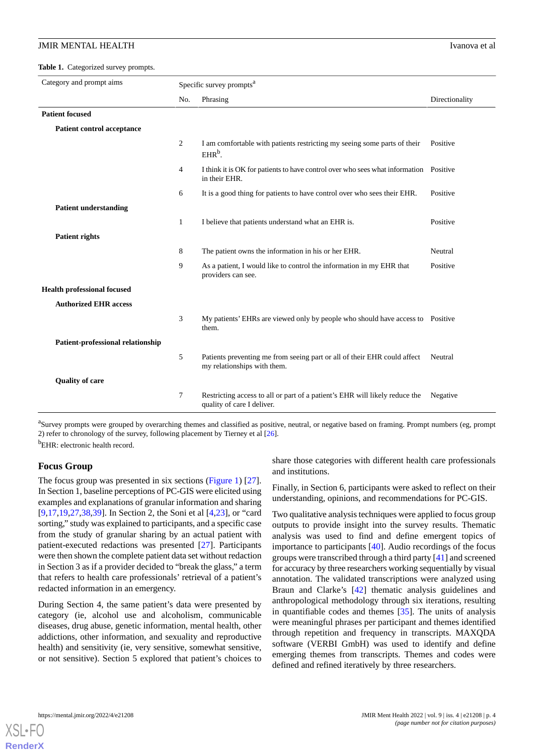**Table 1.** Categorized survey prompts.

| Category and prompt aims | Specific survey prompts[a] | | |
|---|---|---|---|
| | No. | Phrasing | Directionality |
| **Patient focused** | | | |
| **Patient control acceptance** | | | |
| | 2 | I am comfortable with patients restricting my seeing some parts of their EHR[b]. | Positive |
| | 4 | I think it is OK for patients to have control over who sees what information in their EHR. | Positive |
| | 6 | It is a good thing for patients to have control over who sees their EHR. | Positive |
| **Patient understanding** | | | |
| | 1 | I believe that patients understand what an EHR is. | Positive |
| **Patient rights** | | | |
| | 8 | The patient owns the information in his or her EHR. | Neutral |
| | 9 | As a patient, I would like to control the information in my EHR that providers can see. | Positive |
| **Health professional focused** | | | |
| **Authorized EHR access** | | | |
| | 3 | My patients' EHRs are viewed only by people who should have access to them. | Positive |
| **Patient-professional relationship** | | | |
| | 5 | Patients preventing me from seeing part or all of their EHR could affect my relationships with them. | Neutral |
| **Quality of care** | | | |
| | 7 | Restricting access to all or part of a patient's EHR will likely reduce the quality of care I deliver. | Negative |

[a]Survey prompts were grouped by overarching themes and classified as positive, neutral, or negative based on framing. Prompt numbers (eg, prompt 2) refer to chronology of the survey, following placement by Tierney et al [26].

[b]EHR: electronic health record.

## Focus Group

The focus group was presented in six sections (Figure 1) [27]. In Section 1, baseline perceptions of PC-GIS were elicited using examples and explanations of granular information and sharing [9,17,19,27,38,39]. In Section 2, the Soni et al [4,23], or "card sorting," study was explained to participants, and a specific case from the study of granular sharing by an actual patient with patient-executed redactions was presented [27]. Participants were then shown the complete patient data set without redaction in Section 3 as if a provider decided to "break the glass," a term that refers to health care professionals' retrieval of a patient's redacted information in an emergency.

During Section 4, the same patient's data were presented by category (ie, alcohol use and alcoholism, communicable diseases, drug abuse, genetic information, mental health, other addictions, other information, and sexuality and reproductive health) and sensitivity (ie, very sensitive, somewhat sensitive, or not sensitive). Section 5 explored that patient's choices to share those categories with different health care professionals and institutions.

Finally, in Section 6, participants were asked to reflect on their understanding, opinions, and recommendations for PC-GIS.

Two qualitative analysis techniques were applied to focus group outputs to provide insight into the survey results. Thematic analysis was used to find and define emergent topics of importance to participants [40]. Audio recordings of the focus groups were transcribed through a third party [41] and screened for accuracy by three researchers working sequentially by visual annotation. The validated transcriptions were analyzed using Braun and Clarke's [42] thematic analysis guidelines and anthropological methodology through six iterations, resulting in quantifiable codes and themes [35]. The units of analysis were meaningful phrases per participant and themes identified through repetition and frequency in transcripts. MAXQDA software (VERBI GmbH) was used to identify and define emerging themes from transcripts. Themes and codes were defined and refined iteratively by three researchers.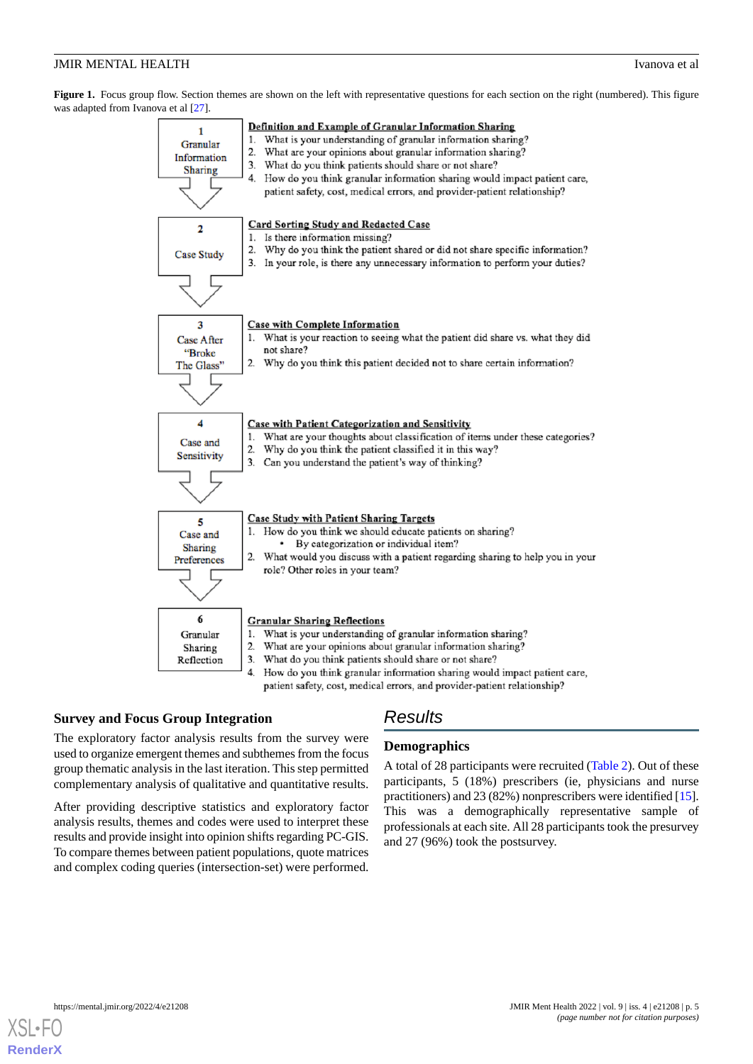**Figure 1.** Focus group flow. Section themes are shown on the left with representative questions for each section on the right (numbered). This figure was adapted from Ivanova et al [27].

**1 Granular Information Sharing**

**Definition and Example of Granular Information Sharing**

1. What is your understanding of granular information sharing?
2. What are your opinions about granular information sharing?
3. What do you think patients should share or not share?
4. How do you think granular information sharing would impact patient care, patient safety, cost, medical errors, and provider-patient relationship?

**2 Case Study**

**Card Sorting Study and Redacted Case**

1. Is there information missing?
2. Why do you think the patient shared or did not share specific information?
3. In your role, is there any unnecessary information to perform your duties?

**3 Case After "Broke The Glass"**

**Case with Complete Information**

1. What is your reaction to seeing what the patient did share vs. what they did not share?
2. Why do you think this patient decided not to share certain information?

**4 Case and Sensitivity**

**Case with Patient Categorization and Sensitivity**

1. What are your thoughts about classification of items under these categories?
2. Why do you think the patient classified it in this way?
3. Can you understand the patient's way of thinking?

**5 Case and Sharing Preferences**

**Case Study with Patient Sharing Targets**

1. How do you think we should educate patients on sharing?
   - By categorization or individual item?
2. What would you discuss with a patient regarding sharing to help you in your role? Other roles in your team?

**6 Granular Sharing Reflection**

**Granular Sharing Reflections**

1. What is your understanding of granular information sharing?
2. What are your opinions about granular information sharing?
3. What do you think patients should share or not share?
4. How do you think granular information sharing would impact patient care, patient safety, cost, medical errors, and provider-patient relationship?

### Survey and Focus Group Integration

The exploratory factor analysis results from the survey were used to organize emergent themes and subthemes from the focus group thematic analysis in the last iteration. This step permitted complementary analysis of qualitative and quantitative results.

After providing descriptive statistics and exploratory factor analysis results, themes and codes were used to interpret these results and provide insight into opinion shifts regarding PC-GIS. To compare themes between patient populations, quote matrices and complex coding queries (intersection-set) were performed.

## Results

### Demographics

A total of 28 participants were recruited (Table 2). Out of these participants, 5 (18%) prescribers (ie, physicians and nurse practitioners) and 23 (82%) nonprescribers were identified [15]. This was a demographically representative sample of professionals at each site. All 28 participants took the presurvey and 27 (96%) took the postsurvey.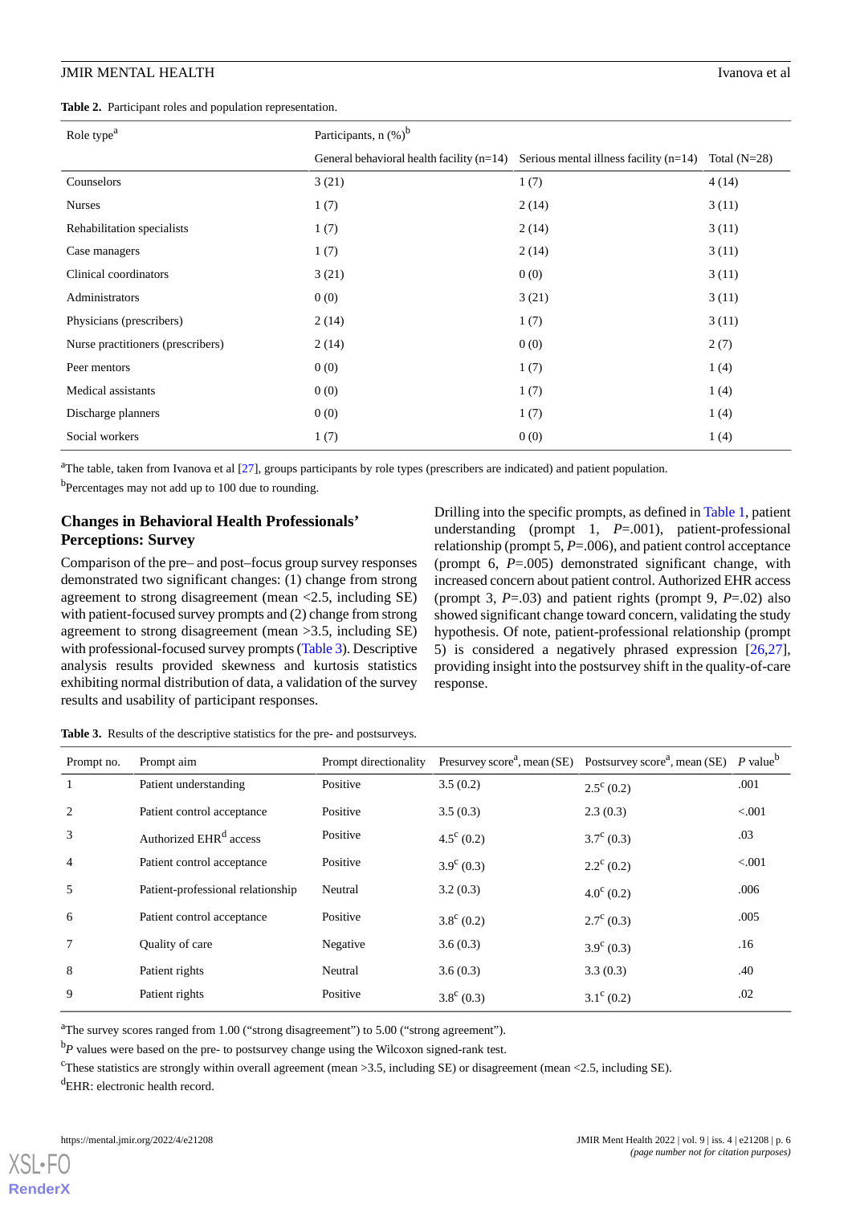**Table 2.** Participant roles and population representation.

| Role type[a] | Participants, n (%)[b] | | |
|---|---|---|---|
| | General behavioral health facility (n=14) | Serious mental illness facility (n=14) | Total (N=28) |
| Counselors | 3 (21) | 1 (7) | 4 (14) |
| Nurses | 1 (7) | 2 (14) | 3 (11) |
| Rehabilitation specialists | 1 (7) | 2 (14) | 3 (11) |
| Case managers | 1 (7) | 2 (14) | 3 (11) |
| Clinical coordinators | 3 (21) | 0 (0) | 3 (11) |
| Administrators | 0 (0) | 3 (21) | 3 (11) |
| Physicians (prescribers) | 2 (14) | 1 (7) | 3 (11) |
| Nurse practitioners (prescribers) | 2 (14) | 0 (0) | 2 (7) |
| Peer mentors | 0 (0) | 1 (7) | 1 (4) |
| Medical assistants | 0 (0) | 1 (7) | 1 (4) |
| Discharge planners | 0 (0) | 1 (7) | 1 (4) |
| Social workers | 1 (7) | 0 (0) | 1 (4) |

[a]The table, taken from Ivanova et al [27], groups participants by role types (prescribers are indicated) and patient population.

[b]Percentages may not add up to 100 due to rounding.

### Changes in Behavioral Health Professionals' Perceptions: Survey

Comparison of the pre– and post–focus group survey responses demonstrated two significant changes: (1) change from strong agreement to strong disagreement (mean <2.5, including SE) with patient-focused survey prompts and (2) change from strong agreement to strong disagreement (mean >3.5, including SE) with professional-focused survey prompts (Table 3). Descriptive analysis results provided skewness and kurtosis statistics exhibiting normal distribution of data, a validation of the survey results and usability of participant responses.

Drilling into the specific prompts, as defined in Table 1, patient understanding (prompt 1, $P$=.001), patient-professional relationship (prompt 5, $P$=.006), and patient control acceptance (prompt 6, $P$=.005) demonstrated significant change, with increased concern about patient control. Authorized EHR access (prompt 3, $P$=.03) and patient rights (prompt 9, $P$=.02) also showed significant change toward concern, validating the study hypothesis. Of note, patient-professional relationship (prompt 5) is considered a negatively phrased expression [26,27], providing insight into the postsurvey shift in the quality-of-care response.

**Table 3.** Results of the descriptive statistics for the pre- and postsurveys.

| Prompt no. | Prompt aim | Prompt directionality | Presurvey score[a], mean (SE) | Postsurvey score[a], mean (SE) | $P$ value[b] |
|---|---|---|---|---|---|
| 1 | Patient understanding | Positive | 3.5 (0.2) | 2.5[c] (0.2) | .001 |
| 2 | Patient control acceptance | Positive | 3.5 (0.3) | 2.3 (0.3) | <.001 |
| 3 | Authorized EHR[d] access | Positive | 4.5[c] (0.2) | 3.7[c] (0.3) | .03 |
| 4 | Patient control acceptance | Positive | 3.9[c] (0.3) | 2.2[c] (0.2) | <.001 |
| 5 | Patient-professional relationship | Neutral | 3.2 (0.3) | 4.0[c] (0.2) | .006 |
| 6 | Patient control acceptance | Positive | 3.8[c] (0.2) | 2.7[c] (0.3) | .005 |
| 7 | Quality of care | Negative | 3.6 (0.3) | 3.9[c] (0.3) | .16 |
| 8 | Patient rights | Neutral | 3.6 (0.3) | 3.3 (0.3) | .40 |
| 9 | Patient rights | Positive | 3.8[c] (0.3) | 3.1[c] (0.2) | .02 |

[a]The survey scores ranged from 1.00 ("strong disagreement") to 5.00 ("strong agreement").

[b]$P$ values were based on the pre- to postsurvey change using the Wilcoxon signed-rank test.

[c]These statistics are strongly within overall agreement (mean >3.5, including SE) or disagreement (mean <2.5, including SE).

[d]EHR: electronic health record.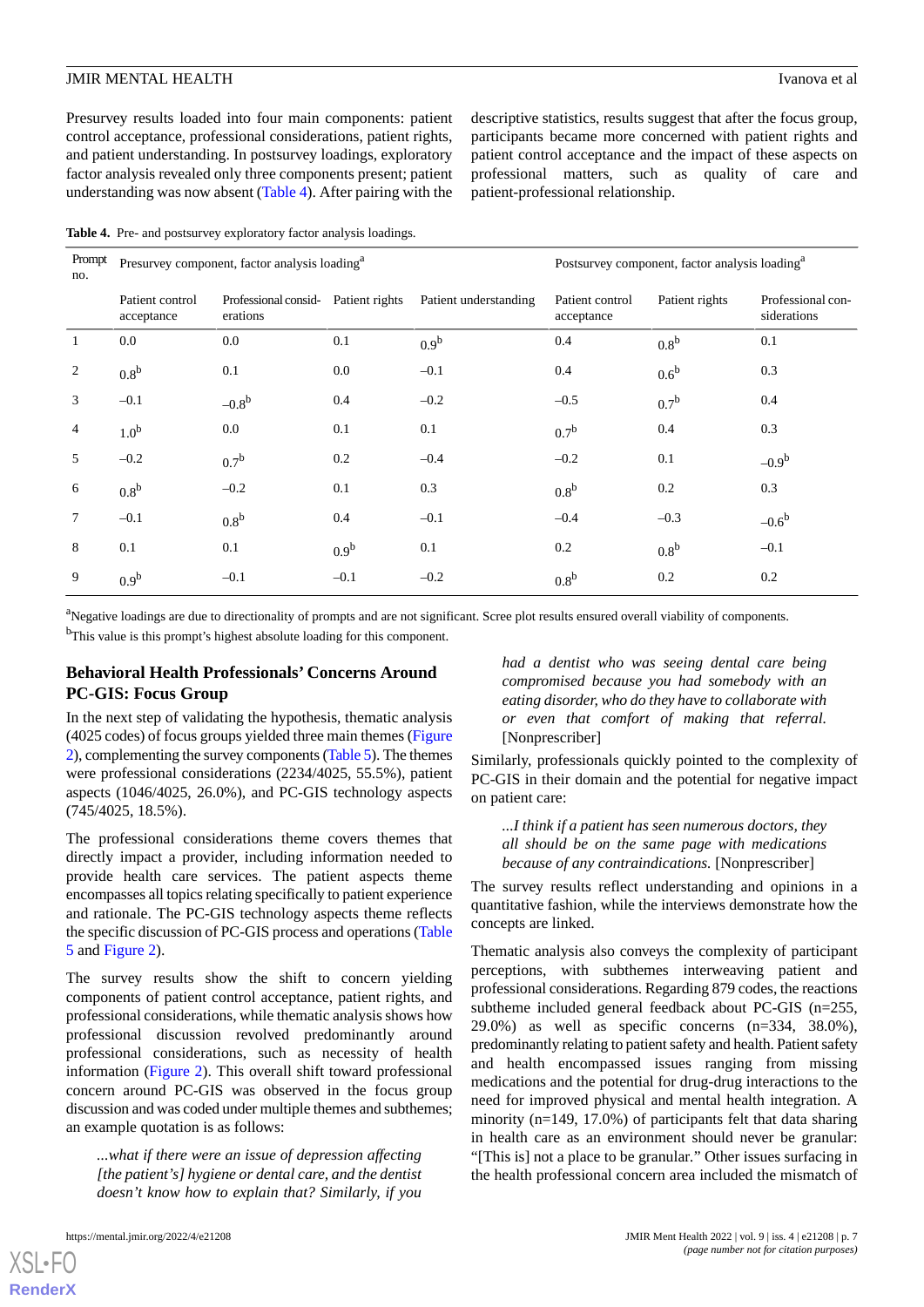Presurvey results loaded into four main components: patient control acceptance, professional considerations, patient rights, and patient understanding. In postsurvey loadings, exploratory factor analysis revealed only three components present; patient understanding was now absent (Table 4). After pairing with the descriptive statistics, results suggest that after the focus group, participants became more concerned with patient rights and patient control acceptance and the impact of these aspects on professional matters, such as quality of care and patient-professional relationship.

**Table 4.** Pre- and postsurvey exploratory factor analysis loadings.

| Prompt no. | Presurvey component, factor analysis loading[a] | | | | Postsurvey component, factor analysis loading[a] | | |
|---|---|---|---|---|---|---|---|
| | Patient control acceptance | Professional considerations | Patient rights | Patient understanding | Patient control acceptance | Patient rights | Professional considerations |
| 1 | 0.0 | 0.0 | 0.1 | 0.9[b] | 0.4 | 0.8[b] | 0.1 |
| 2 | 0.8[b] | 0.1 | 0.0 | –0.1 | 0.4 | 0.6[b] | 0.3 |
| 3 | –0.1 | –0.8[b] | 0.4 | –0.2 | –0.5 | 0.7[b] | 0.4 |
| 4 | 1.0[b] | 0.0 | 0.1 | 0.1 | 0.7[b] | 0.4 | 0.3 |
| 5 | –0.2 | 0.7[b] | 0.2 | –0.4 | –0.2 | 0.1 | –0.9[b] |
| 6 | 0.8[b] | –0.2 | 0.1 | 0.3 | 0.8[b] | 0.2 | 0.3 |
| 7 | –0.1 | 0.8[b] | 0.4 | –0.1 | –0.4 | –0.3 | –0.6[b] |
| 8 | 0.1 | 0.1 | 0.9[b] | 0.1 | 0.2 | 0.8[b] | –0.1 |
| 9 | 0.9[b] | –0.1 | –0.1 | –0.2 | 0.8[b] | 0.2 | 0.2 |

[a]Negative loadings are due to directionality of prompts and are not significant. Scree plot results ensured overall viability of components.

[b]This value is this prompt's highest absolute loading for this component.

## Behavioral Health Professionals' Concerns Around PC-GIS: Focus Group

In the next step of validating the hypothesis, thematic analysis (4025 codes) of focus groups yielded three main themes (Figure 2), complementing the survey components (Table 5). The themes were professional considerations (2234/4025, 55.5%), patient aspects (1046/4025, 26.0%), and PC-GIS technology aspects (745/4025, 18.5%).

The professional considerations theme covers themes that directly impact a provider, including information needed to provide health care services. The patient aspects theme encompasses all topics relating specifically to patient experience and rationale. The PC-GIS technology aspects theme reflects the specific discussion of PC-GIS process and operations (Table 5 and Figure 2).

The survey results show the shift to concern yielding components of patient control acceptance, patient rights, and professional considerations, while thematic analysis shows how professional discussion revolved predominantly around professional considerations, such as necessity of health information (Figure 2). This overall shift toward professional concern around PC-GIS was observed in the focus group discussion and was coded under multiple themes and subthemes; an example quotation is as follows:

> *...what if there were an issue of depression affecting [the patient's] hygiene or dental care, and the dentist doesn't know how to explain that? Similarly, if you had a dentist who was seeing dental care being compromised because you had somebody with an eating disorder, who do they have to collaborate with or even that comfort of making that referral.* [Nonprescriber]

Similarly, professionals quickly pointed to the complexity of PC-GIS in their domain and the potential for negative impact on patient care:

> *...I think if a patient has seen numerous doctors, they all should be on the same page with medications because of any contraindications.* [Nonprescriber]

The survey results reflect understanding and opinions in a quantitative fashion, while the interviews demonstrate how the concepts are linked.

Thematic analysis also conveys the complexity of participant perceptions, with subthemes interweaving patient and professional considerations. Regarding 879 codes, the reactions subtheme included general feedback about PC-GIS (n=255, 29.0%) as well as specific concerns (n=334, 38.0%), predominantly relating to patient safety and health. Patient safety and health encompassed issues ranging from missing medications and the potential for drug-drug interactions to the need for improved physical and mental health integration. A minority (n=149, 17.0%) of participants felt that data sharing in health care as an environment should never be granular: "[This is] not a place to be granular." Other issues surfacing in the health professional concern area included the mismatch of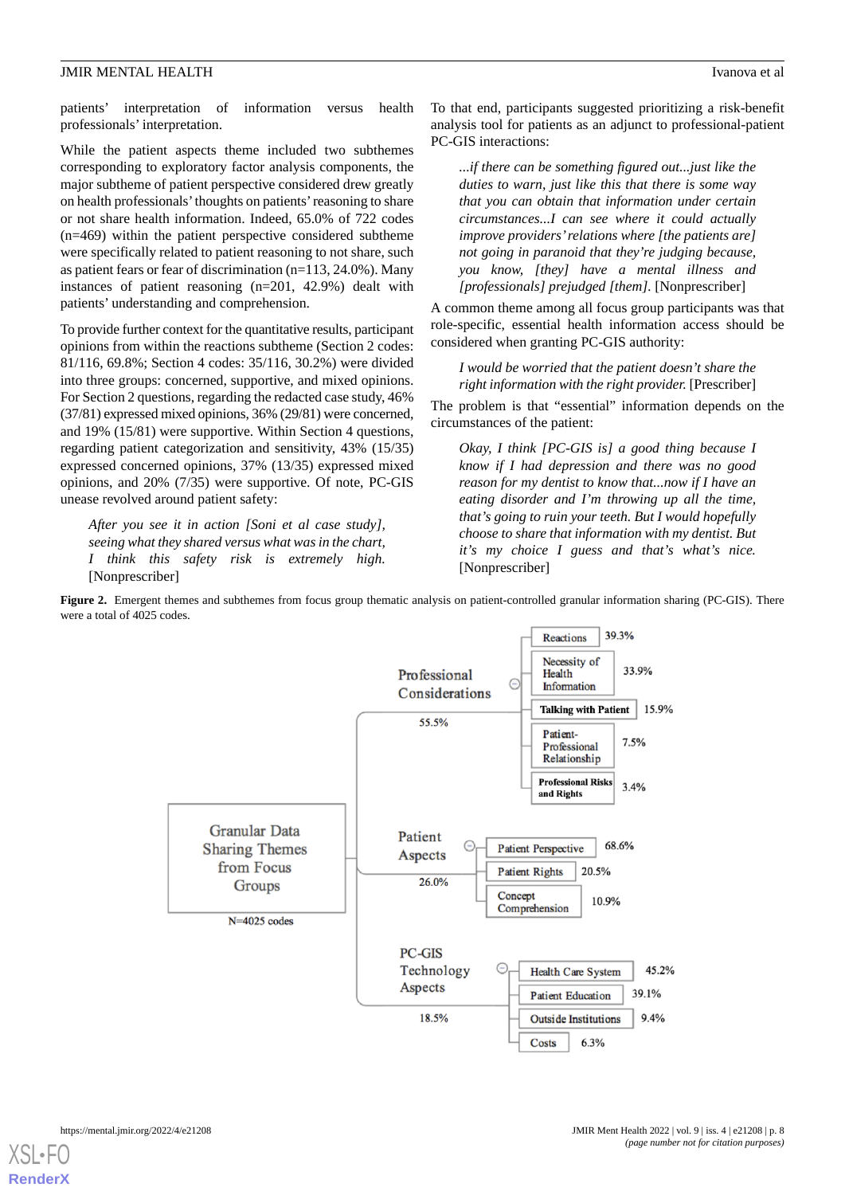patients' interpretation of information versus health professionals' interpretation.

While the patient aspects theme included two subthemes corresponding to exploratory factor analysis components, the major subtheme of patient perspective considered drew greatly on health professionals' thoughts on patients' reasoning to share or not share health information. Indeed, 65.0% of 722 codes (n=469) within the patient perspective considered subtheme were specifically related to patient reasoning to not share, such as patient fears or fear of discrimination (n=113, 24.0%). Many instances of patient reasoning (n=201, 42.9%) dealt with patients' understanding and comprehension.

To provide further context for the quantitative results, participant opinions from within the reactions subtheme (Section 2 codes: 81/116, 69.8%; Section 4 codes: 35/116, 30.2%) were divided into three groups: concerned, supportive, and mixed opinions. For Section 2 questions, regarding the redacted case study, 46% (37/81) expressed mixed opinions, 36% (29/81) were concerned, and 19% (15/81) were supportive. Within Section 4 questions, regarding patient categorization and sensitivity, 43% (15/35) expressed concerned opinions, 37% (13/35) expressed mixed opinions, and 20% (7/35) were supportive. Of note, PC-GIS unease revolved around patient safety:

> *After you see it in action [Soni et al case study], seeing what they shared versus what was in the chart, I think this safety risk is extremely high.* [Nonprescriber]

To that end, participants suggested prioritizing a risk-benefit analysis tool for patients as an adjunct to professional-patient PC-GIS interactions:

> *...if there can be something figured out...just like the duties to warn, just like this that there is some way that you can obtain that information under certain circumstances...I can see where it could actually improve providers' relations where [the patients are] not going in paranoid that they're judging because, you know, [they] have a mental illness and [professionals] prejudged [them].* [Nonprescriber]

A common theme among all focus group participants was that role-specific, essential health information access should be considered when granting PC-GIS authority:

> *I would be worried that the patient doesn't share the right information with the right provider.* [Prescriber]

The problem is that "essential" information depends on the circumstances of the patient:

> *Okay, I think [PC-GIS is] a good thing because I know if I had depression and there was no good reason for my dentist to know that...now if I have an eating disorder and I'm throwing up all the time, that's going to ruin your teeth. But I would hopefully choose to share that information with my dentist. But it's my choice I guess and that's what's nice.* [Nonprescriber]

**Figure 2.** Emergent themes and subthemes from focus group thematic analysis on patient-controlled granular information sharing (PC-GIS). There were a total of 4025 codes.

Granular Data Sharing Themes from Focus Groups (N=4025 codes)

- Professional Considerations (55.5%)
  - Reactions: 39.3%
  - Necessity of Health Information: 33.9%
  - Talking with Patient: 15.9%
  - Patient-Professional Relationship: 7.5%
  - Professional Risks and Rights: 3.4%
- Patient Aspects (26.0%)
  - Patient Perspective: 68.6%
  - Patient Rights: 20.5%
  - Concept Comprehension: 10.9%
- PC-GIS Technology Aspects (18.5%)
  - Health Care System: 45.2%
  - Patient Education: 39.1%
  - Outside Institutions: 9.4%
  - Costs: 6.3%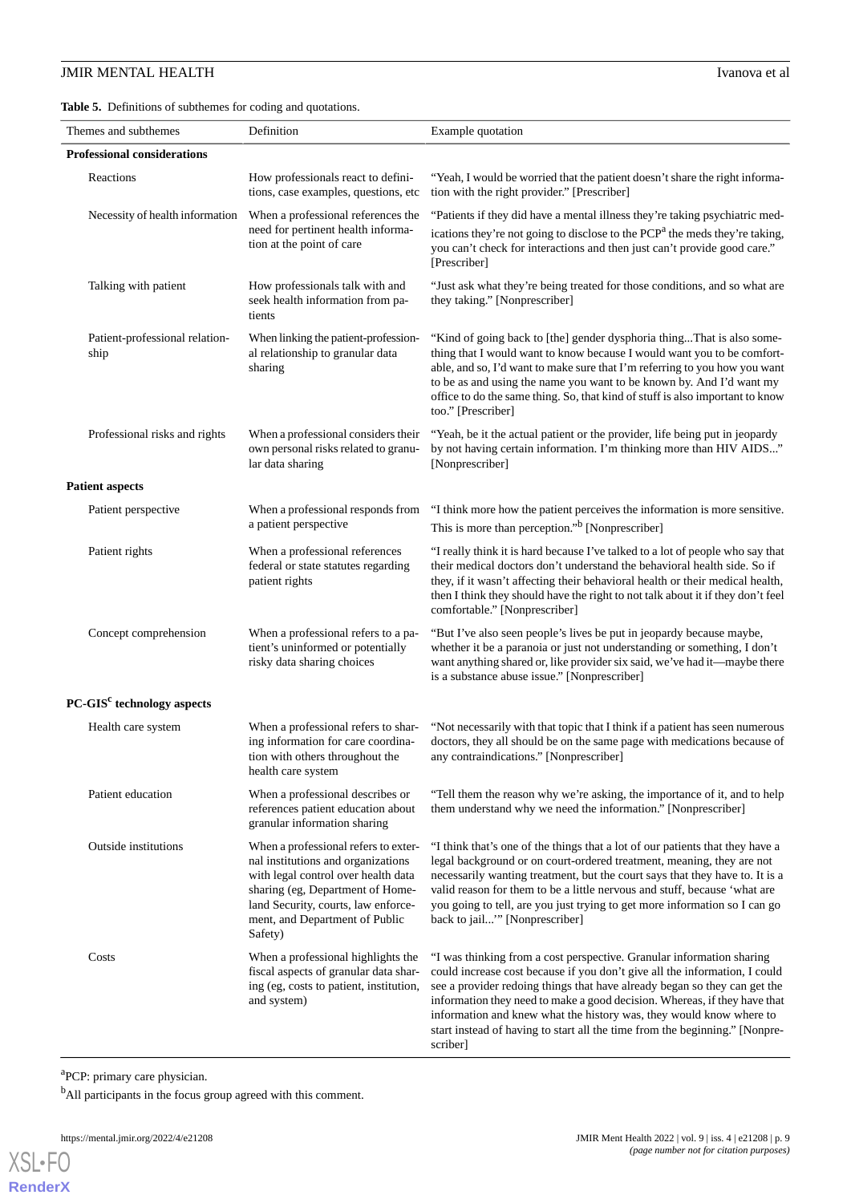**Table 5.** Definitions of subthemes for coding and quotations.

| Themes and subthemes | Definition | Example quotation |
|---|---|---|
| **Professional considerations** | | |
| Reactions | How professionals react to definitions, case examples, questions, etc | "Yeah, I would be worried that the patient doesn't share the right information with the right provider." [Prescriber] |
| Necessity of health information | When a professional references the need for pertinent health information at the point of care | "Patients if they did have a mental illness they're taking psychiatric medications they're not going to disclose to the PCP[a] the meds they're taking, you can't check for interactions and then just can't provide good care." [Prescriber] |
| Talking with patient | How professionals talk with and seek health information from patients | "Just ask what they're being treated for those conditions, and so what are they taking." [Nonprescriber] |
| Patient-professional relationship | When linking the patient-professional relationship to granular data sharing | "Kind of going back to [the] gender dysphoria thing...That is also something that I would want to know because I would want you to be comfortable, and so, I'd want to make sure that I'm referring to you how you want to be as and using the name you want to be known by. And I'd want my office to do the same thing. So, that kind of stuff is also important to know too." [Prescriber] |
| Professional risks and rights | When a professional considers their own personal risks related to granular data sharing | "Yeah, be it the actual patient or the provider, life being put in jeopardy by not having certain information. I'm thinking more than HIV AIDS..." [Nonprescriber] |
| **Patient aspects** | | |
| Patient perspective | When a professional responds from a patient perspective | "I think more how the patient perceives the information is more sensitive. This is more than perception."[b] [Nonprescriber] |
| Patient rights | When a professional references federal or state statutes regarding patient rights | "I really think it is hard because I've talked to a lot of people who say that their medical doctors don't understand the behavioral health side. So if they, if it wasn't affecting their behavioral health or their medical health, then I think they should have the right to not talk about it if they don't feel comfortable." [Nonprescriber] |
| Concept comprehension | When a professional refers to a patient's uninformed or potentially risky data sharing choices | "But I've also seen people's lives be put in jeopardy because maybe, whether it be a paranoia or just not understanding or something, I don't want anything shared or, like provider six said, we've had it—maybe there is a substance abuse issue." [Nonprescriber] |
| **PC-GIS[c] technology aspects** | | |
| Health care system | When a professional refers to sharing information for care coordination with others throughout the health care system | "Not necessarily with that topic that I think if a patient has seen numerous doctors, they all should be on the same page with medications because of any contraindications." [Nonprescriber] |
| Patient education | When a professional describes or references patient education about granular information sharing | "Tell them the reason why we're asking, the importance of it, and to help them understand why we need the information." [Nonprescriber] |
| Outside institutions | When a professional refers to external institutions and organizations with legal control over health data sharing (eg, Department of Homeland Security, courts, law enforcement, and Department of Public Safety) | "I think that's one of the things that a lot of our patients that they have a legal background or on court-ordered treatment, meaning, they are not necessarily wanting treatment, but the court says that they have to. It is a valid reason for them to be a little nervous and stuff, because 'what are you going to tell, are you just trying to get more information so I can go back to jail...'" [Nonprescriber] |
| Costs | When a professional highlights the fiscal aspects of granular data sharing (eg, costs to patient, institution, and system) | "I was thinking from a cost perspective. Granular information sharing could increase cost because if you don't give all the information, I could see a provider redoing things that have already began so they can get the information they need to make a good decision. Whereas, if they have that information and knew what the history was, they would know where to start instead of having to start all the time from the beginning." [Nonprescriber] |

[a]PCP: primary care physician.

[b]All participants in the focus group agreed with this comment.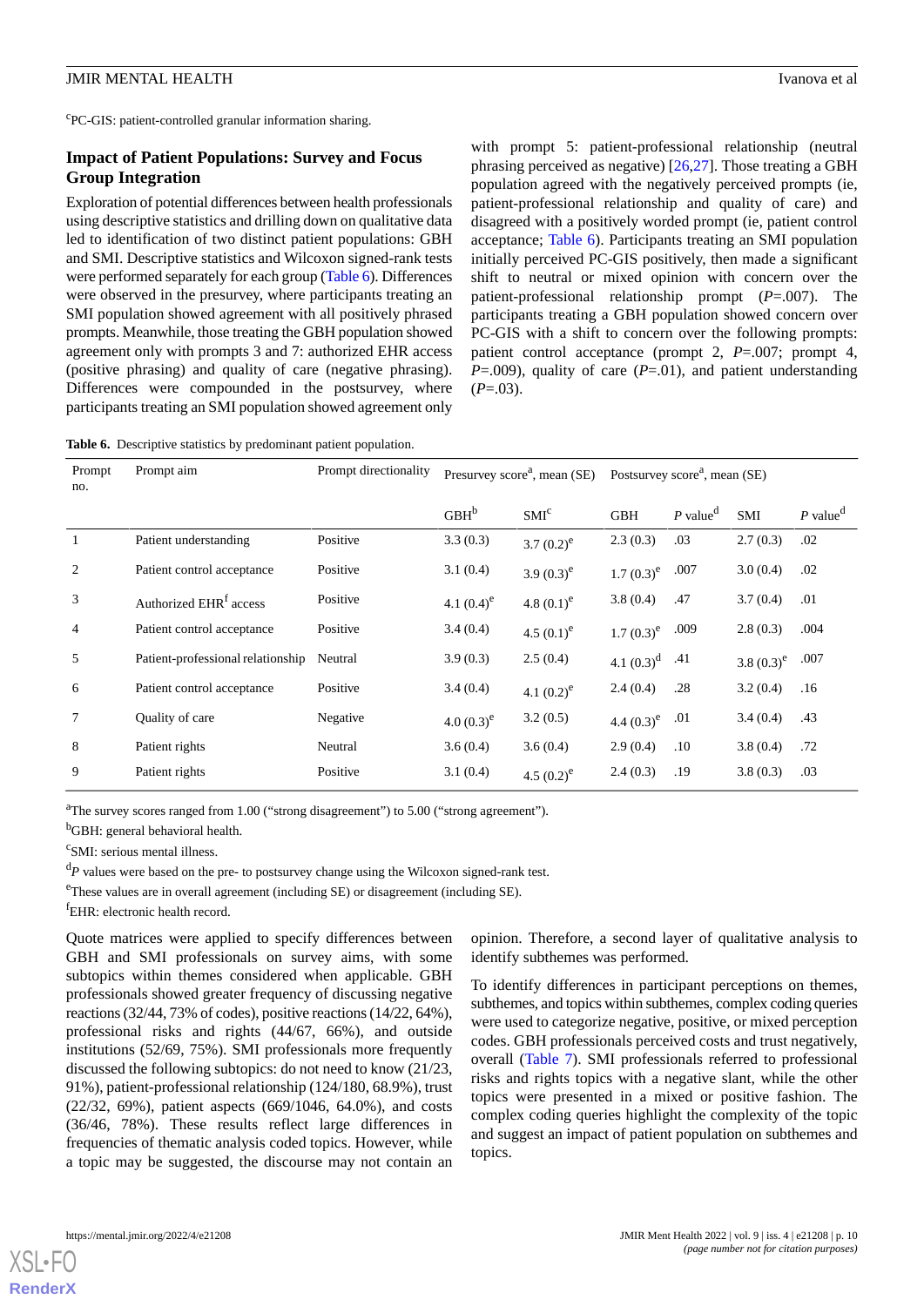[c]PC-GIS: patient-controlled granular information sharing.

### Impact of Patient Populations: Survey and Focus Group Integration

Exploration of potential differences between health professionals using descriptive statistics and drilling down on qualitative data led to identification of two distinct patient populations: GBH and SMI. Descriptive statistics and Wilcoxon signed-rank tests were performed separately for each group (Table 6). Differences were observed in the presurvey, where participants treating an SMI population showed agreement with all positively phrased prompts. Meanwhile, those treating the GBH population showed agreement only with prompts 3 and 7: authorized EHR access (positive phrasing) and quality of care (negative phrasing). Differences were compounded in the postsurvey, where participants treating an SMI population showed agreement only with prompt 5: patient-professional relationship (neutral phrasing perceived as negative) [26,27]. Those treating a GBH population agreed with the negatively perceived prompts (ie, patient-professional relationship and quality of care) and disagreed with a positively worded prompt (ie, patient control acceptance; Table 6). Participants treating an SMI population initially perceived PC-GIS positively, then made a significant shift to neutral or mixed opinion with concern over the patient-professional relationship prompt ($P$=.007). The participants treating a GBH population showed concern over PC-GIS with a shift to concern over the following prompts: patient control acceptance (prompt 2, $P$=.007; prompt 4, $P$=.009), quality of care ($P$=.01), and patient understanding ($P$=.03).

**Table 6.** Descriptive statistics by predominant patient population.

| Prompt no. | Prompt aim | Prompt directionality | Presurvey score[a], mean (SE) | | Postsurvey score[a], mean (SE) | | | |
|---|---|---|---|---|---|---|---|---|
| | | | GBH[b] | SMI[c] | GBH | $P$ value[d] | SMI | $P$ value[d] |
| 1 | Patient understanding | Positive | 3.3 (0.3) | 3.7 (0.2)[e] | 2.3 (0.3) | .03 | 2.7 (0.3) | .02 |
| 2 | Patient control acceptance | Positive | 3.1 (0.4) | 3.9 (0.3)[e] | 1.7 (0.3)[e] | .007 | 3.0 (0.4) | .02 |
| 3 | Authorized EHR[f] access | Positive | 4.1 (0.4)[e] | 4.8 (0.1)[e] | 3.8 (0.4) | .47 | 3.7 (0.4) | .01 |
| 4 | Patient control acceptance | Positive | 3.4 (0.4) | 4.5 (0.1)[e] | 1.7 (0.3)[e] | .009 | 2.8 (0.3) | .004 |
| 5 | Patient-professional relationship | Neutral | 3.9 (0.3) | 2.5 (0.4) | 4.1 (0.3)[d] | .41 | 3.8 (0.3)[e] | .007 |
| 6 | Patient control acceptance | Positive | 3.4 (0.4) | 4.1 (0.2)[e] | 2.4 (0.4) | .28 | 3.2 (0.4) | .16 |
| 7 | Quality of care | Negative | 4.0 (0.3)[e] | 3.2 (0.5) | 4.4 (0.3)[e] | .01 | 3.4 (0.4) | .43 |
| 8 | Patient rights | Neutral | 3.6 (0.4) | 3.6 (0.4) | 2.9 (0.4) | .10 | 3.8 (0.4) | .72 |
| 9 | Patient rights | Positive | 3.1 (0.4) | 4.5 (0.2)[e] | 2.4 (0.3) | .19 | 3.8 (0.3) | .03 |

[a]The survey scores ranged from 1.00 (“strong disagreement”) to 5.00 (“strong agreement”).

[b]GBH: general behavioral health.

[c]SMI: serious mental illness.

[d]$P$ values were based on the pre- to postsurvey change using the Wilcoxon signed-rank test.

[e]These values are in overall agreement (including SE) or disagreement (including SE).

[f]EHR: electronic health record.

Quote matrices were applied to specify differences between GBH and SMI professionals on survey aims, with some subtopics within themes considered when applicable. GBH professionals showed greater frequency of discussing negative reactions (32/44, 73% of codes), positive reactions (14/22, 64%), professional risks and rights (44/67, 66%), and outside institutions (52/69, 75%). SMI professionals more frequently discussed the following subtopics: do not need to know (21/23, 91%), patient-professional relationship (124/180, 68.9%), trust (22/32, 69%), patient aspects (669/1046, 64.0%), and costs (36/46, 78%). These results reflect large differences in frequencies of thematic analysis coded topics. However, while a topic may be suggested, the discourse may not contain an opinion. Therefore, a second layer of qualitative analysis to identify subthemes was performed.

To identify differences in participant perceptions on themes, subthemes, and topics within subthemes, complex coding queries were used to categorize negative, positive, or mixed perception codes. GBH professionals perceived costs and trust negatively, overall (Table 7). SMI professionals referred to professional risks and rights topics with a negative slant, while the other topics were presented in a mixed or positive fashion. The complex coding queries highlight the complexity of the topic and suggest an impact of patient population on subthemes and topics.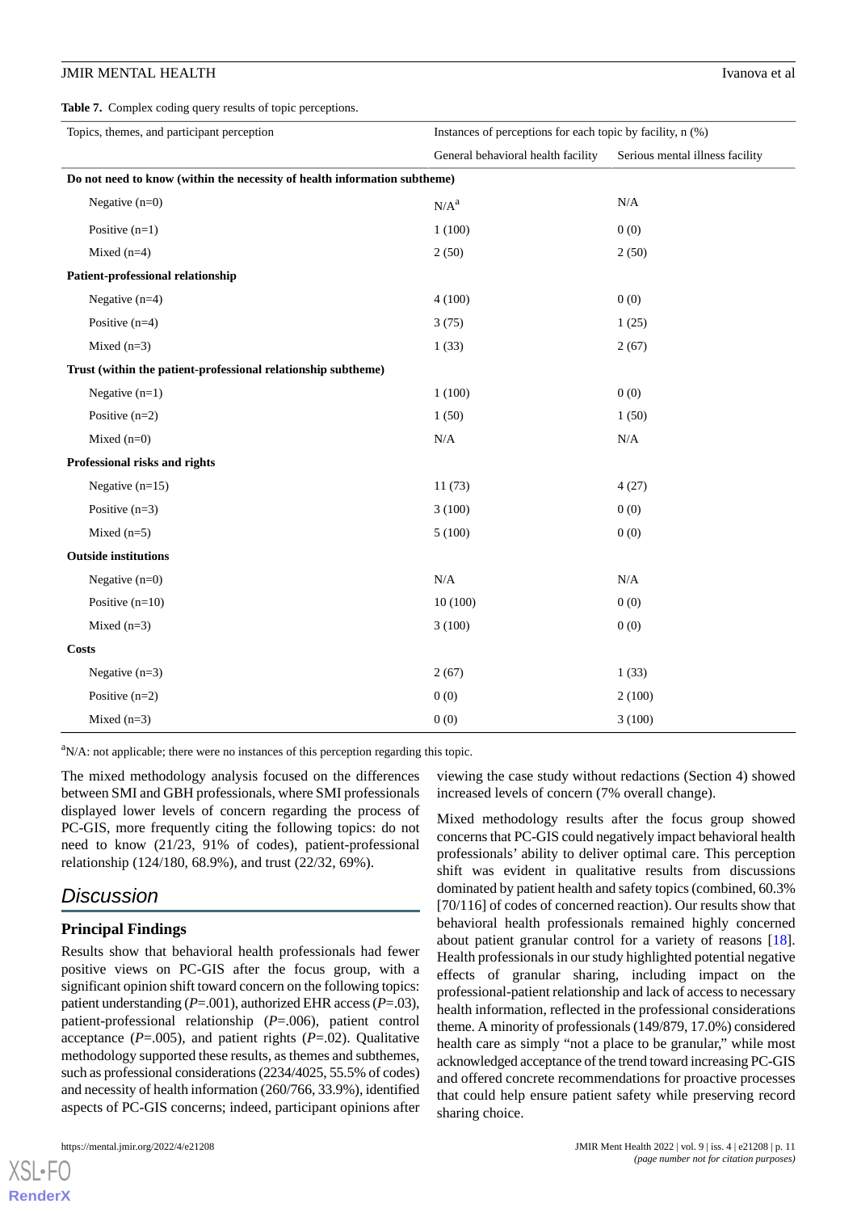**Table 7.** Complex coding query results of topic perceptions.

| Topics, themes, and participant perception | Instances of perceptions for each topic by facility, n (%) | |
|---|---|---|
| | General behavioral health facility | Serious mental illness facility |
| **Do not need to know (within the necessity of health information subtheme)** | | |
| Negative (n=0) | N/A[a] | N/A |
| Positive (n=1) | 1 (100) | 0 (0) |
| Mixed (n=4) | 2 (50) | 2 (50) |
| **Patient-professional relationship** | | |
| Negative (n=4) | 4 (100) | 0 (0) |
| Positive (n=4) | 3 (75) | 1 (25) |
| Mixed (n=3) | 1 (33) | 2 (67) |
| **Trust (within the patient-professional relationship subtheme)** | | |
| Negative (n=1) | 1 (100) | 0 (0) |
| Positive (n=2) | 1 (50) | 1 (50) |
| Mixed (n=0) | N/A | N/A |
| **Professional risks and rights** | | |
| Negative (n=15) | 11 (73) | 4 (27) |
| Positive (n=3) | 3 (100) | 0 (0) |
| Mixed (n=5) | 5 (100) | 0 (0) |
| **Outside institutions** | | |
| Negative (n=0) | N/A | N/A |
| Positive (n=10) | 10 (100) | 0 (0) |
| Mixed (n=3) | 3 (100) | 0 (0) |
| **Costs** | | |
| Negative (n=3) | 2 (67) | 1 (33) |
| Positive (n=2) | 0 (0) | 2 (100) |
| Mixed (n=3) | 0 (0) | 3 (100) |

[a]N/A: not applicable; there were no instances of this perception regarding this topic.

The mixed methodology analysis focused on the differences between SMI and GBH professionals, where SMI professionals displayed lower levels of concern regarding the process of PC-GIS, more frequently citing the following topics: do not need to know (21/23, 91% of codes), patient-professional relationship (124/180, 68.9%), and trust (22/32, 69%).

# Discussion

## Principal Findings

Results show that behavioral health professionals had fewer positive views on PC-GIS after the focus group, with a significant opinion shift toward concern on the following topics: patient understanding (*P*=.001), authorized EHR access (*P*=.03), patient-professional relationship (*P*=.006), patient control acceptance (*P*=.005), and patient rights (*P*=.02). Qualitative methodology supported these results, as themes and subthemes, such as professional considerations (2234/4025, 55.5% of codes) and necessity of health information (260/766, 33.9%), identified aspects of PC-GIS concerns; indeed, participant opinions after viewing the case study without redactions (Section 4) showed increased levels of concern (7% overall change).

Mixed methodology results after the focus group showed concerns that PC-GIS could negatively impact behavioral health professionals' ability to deliver optimal care. This perception shift was evident in qualitative results from discussions dominated by patient health and safety topics (combined, 60.3% [70/116] of codes of concerned reaction). Our results show that behavioral health professionals remained highly concerned about patient granular control for a variety of reasons [18]. Health professionals in our study highlighted potential negative effects of granular sharing, including impact on the professional-patient relationship and lack of access to necessary health information, reflected in the professional considerations theme. A minority of professionals (149/879, 17.0%) considered health care as simply "not a place to be granular," while most acknowledged acceptance of the trend toward increasing PC-GIS and offered concrete recommendations for proactive processes that could help ensure patient safety while preserving record sharing choice.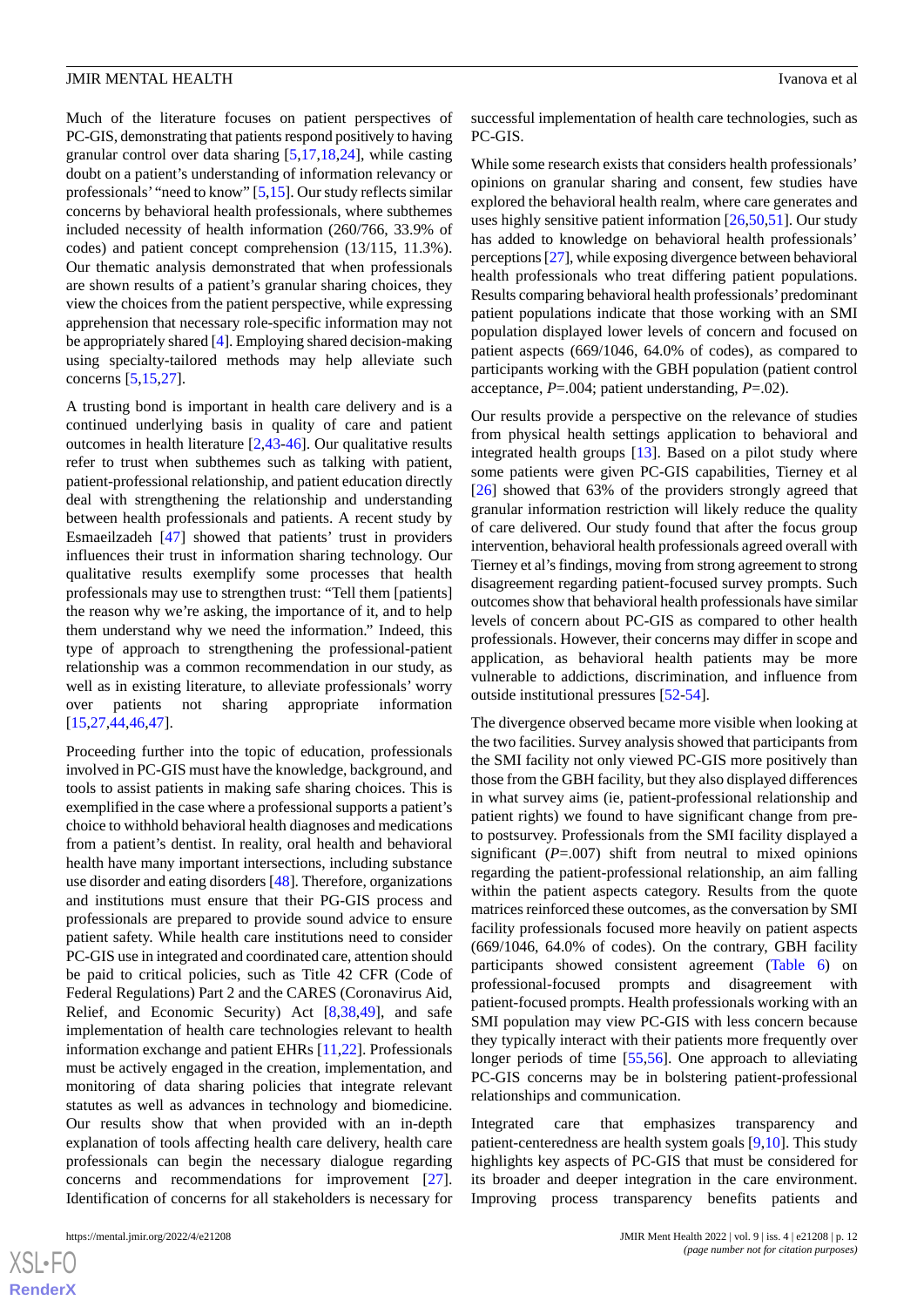Much of the literature focuses on patient perspectives of PC-GIS, demonstrating that patients respond positively to having granular control over data sharing [5,17,18,24], while casting doubt on a patient's understanding of information relevancy or professionals' "need to know" [5,15]. Our study reflects similar concerns by behavioral health professionals, where subthemes included necessity of health information (260/766, 33.9% of codes) and patient concept comprehension (13/115, 11.3%). Our thematic analysis demonstrated that when professionals are shown results of a patient's granular sharing choices, they view the choices from the patient perspective, while expressing apprehension that necessary role-specific information may not be appropriately shared [4]. Employing shared decision-making using specialty-tailored methods may help alleviate such concerns [5,15,27].

A trusting bond is important in health care delivery and is a continued underlying basis in quality of care and patient outcomes in health literature [2,43-46]. Our qualitative results refer to trust when subthemes such as talking with patient, patient-professional relationship, and patient education directly deal with strengthening the relationship and understanding between health professionals and patients. A recent study by Esmaeilzadeh [47] showed that patients' trust in providers influences their trust in information sharing technology. Our qualitative results exemplify some processes that health professionals may use to strengthen trust: "Tell them [patients] the reason why we're asking, the importance of it, and to help them understand why we need the information." Indeed, this type of approach to strengthening the professional-patient relationship was a common recommendation in our study, as well as in existing literature, to alleviate professionals' worry over patients not sharing appropriate information [15,27,44,46,47].

Proceeding further into the topic of education, professionals involved in PC-GIS must have the knowledge, background, and tools to assist patients in making safe sharing choices. This is exemplified in the case where a professional supports a patient's choice to withhold behavioral health diagnoses and medications from a patient's dentist. In reality, oral health and behavioral health have many important intersections, including substance use disorder and eating disorders [48]. Therefore, organizations and institutions must ensure that their PG-GIS process and professionals are prepared to provide sound advice to ensure patient safety. While health care institutions need to consider PC-GIS use in integrated and coordinated care, attention should be paid to critical policies, such as Title 42 CFR (Code of Federal Regulations) Part 2 and the CARES (Coronavirus Aid, Relief, and Economic Security) Act [8,38,49], and safe implementation of health care technologies relevant to health information exchange and patient EHRs [11,22]. Professionals must be actively engaged in the creation, implementation, and monitoring of data sharing policies that integrate relevant statutes as well as advances in technology and biomedicine. Our results show that when provided with an in-depth explanation of tools affecting health care delivery, health care professionals can begin the necessary dialogue regarding concerns and recommendations for improvement [27]. Identification of concerns for all stakeholders is necessary for successful implementation of health care technologies, such as PC-GIS.

While some research exists that considers health professionals' opinions on granular sharing and consent, few studies have explored the behavioral health realm, where care generates and uses highly sensitive patient information [26,50,51]. Our study has added to knowledge on behavioral health professionals' perceptions [27], while exposing divergence between behavioral health professionals who treat differing patient populations. Results comparing behavioral health professionals' predominant patient populations indicate that those working with an SMI population displayed lower levels of concern and focused on patient aspects (669/1046, 64.0% of codes), as compared to participants working with the GBH population (patient control acceptance, $P$=.004; patient understanding, $P$=.02).

Our results provide a perspective on the relevance of studies from physical health settings application to behavioral and integrated health groups [13]. Based on a pilot study where some patients were given PC-GIS capabilities, Tierney et al [26] showed that 63% of the providers strongly agreed that granular information restriction will likely reduce the quality of care delivered. Our study found that after the focus group intervention, behavioral health professionals agreed overall with Tierney et al's findings, moving from strong agreement to strong disagreement regarding patient-focused survey prompts. Such outcomes show that behavioral health professionals have similar levels of concern about PC-GIS as compared to other health professionals. However, their concerns may differ in scope and application, as behavioral health patients may be more vulnerable to addictions, discrimination, and influence from outside institutional pressures [52-54].

The divergence observed became more visible when looking at the two facilities. Survey analysis showed that participants from the SMI facility not only viewed PC-GIS more positively than those from the GBH facility, but they also displayed differences in what survey aims (ie, patient-professional relationship and patient rights) we found to have significant change from pre- to postsurvey. Professionals from the SMI facility displayed a significant ($P$=.007) shift from neutral to mixed opinions regarding the patient-professional relationship, an aim falling within the patient aspects category. Results from the quote matrices reinforced these outcomes, as the conversation by SMI facility professionals focused more heavily on patient aspects (669/1046, 64.0% of codes). On the contrary, GBH facility participants showed consistent agreement (Table 6) on professional-focused prompts and disagreement with patient-focused prompts. Health professionals working with an SMI population may view PC-GIS with less concern because they typically interact with their patients more frequently over longer periods of time [55,56]. One approach to alleviating PC-GIS concerns may be in bolstering patient-professional relationships and communication.

Integrated care that emphasizes transparency and patient-centeredness are health system goals [9,10]. This study highlights key aspects of PC-GIS that must be considered for its broader and deeper integration in the care environment. Improving process transparency benefits patients and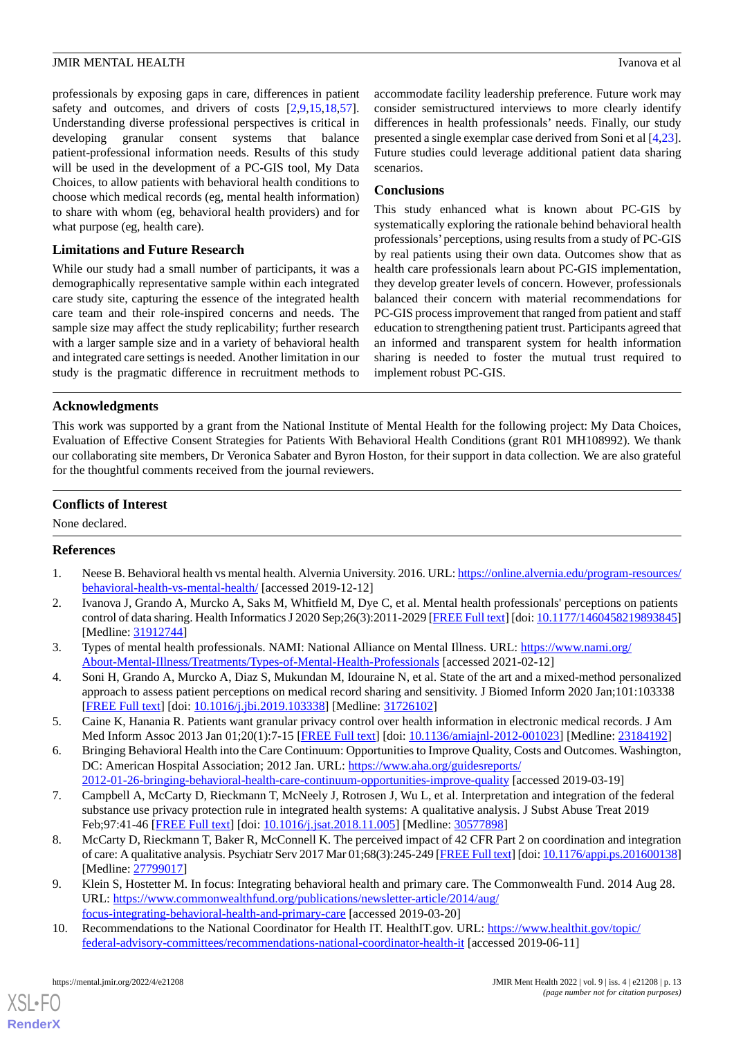professionals by exposing gaps in care, differences in patient safety and outcomes, and drivers of costs [2,9,15,18,57]. Understanding diverse professional perspectives is critical in developing granular consent systems that balance patient-professional information needs. Results of this study will be used in the development of a PC-GIS tool, My Data Choices, to allow patients with behavioral health conditions to choose which medical records (eg, mental health information) to share with whom (eg, behavioral health providers) and for what purpose (eg, health care).

### Limitations and Future Research

While our study had a small number of participants, it was a demographically representative sample within each integrated care study site, capturing the essence of the integrated health care team and their role-inspired concerns and needs. The sample size may affect the study replicability; further research with a larger sample size and in a variety of behavioral health and integrated care settings is needed. Another limitation in our study is the pragmatic difference in recruitment methods to accommodate facility leadership preference. Future work may consider semistructured interviews to more clearly identify differences in health professionals' needs. Finally, our study presented a single exemplar case derived from Soni et al [4,23]. Future studies could leverage additional patient data sharing scenarios.

### Conclusions

This study enhanced what is known about PC-GIS by systematically exploring the rationale behind behavioral health professionals' perceptions, using results from a study of PC-GIS by real patients using their own data. Outcomes show that as health care professionals learn about PC-GIS implementation, they develop greater levels of concern. However, professionals balanced their concern with material recommendations for PC-GIS process improvement that ranged from patient and staff education to strengthening patient trust. Participants agreed that an informed and transparent system for health information sharing is needed to foster the mutual trust required to implement robust PC-GIS.

## Acknowledgments

This work was supported by a grant from the National Institute of Mental Health for the following project: My Data Choices, Evaluation of Effective Consent Strategies for Patients With Behavioral Health Conditions (grant R01 MH108992). We thank our collaborating site members, Dr Veronica Sabater and Byron Hoston, for their support in data collection. We are also grateful for the thoughtful comments received from the journal reviewers.

## Conflicts of Interest

None declared.

## References

1. Neese B. Behavioral health vs mental health. Alvernia University. 2016. URL: https://online.alvernia.edu/program-resources/behavioral-health-vs-mental-health/ [accessed 2019-12-12]
2. Ivanova J, Grando A, Murcko A, Saks M, Whitfield M, Dye C, et al. Mental health professionals' perceptions on patients control of data sharing. Health Informatics J 2020 Sep;26(3):2011-2029 [FREE Full text] [doi: 10.1177/1460458219893845] [Medline: 31912744]
3. Types of mental health professionals. NAMI: National Alliance on Mental Illness. URL: https://www.nami.org/About-Mental-Illness/Treatments/Types-of-Mental-Health-Professionals [accessed 2021-02-12]
4. Soni H, Grando A, Murcko A, Diaz S, Mukundan M, Idouraine N, et al. State of the art and a mixed-method personalized approach to assess patient perceptions on medical record sharing and sensitivity. J Biomed Inform 2020 Jan;101:103338 [FREE Full text] [doi: 10.1016/j.jbi.2019.103338] [Medline: 31726102]
5. Caine K, Hanania R. Patients want granular privacy control over health information in electronic medical records. J Am Med Inform Assoc 2013 Jan 01;20(1):7-15 [FREE Full text] [doi: 10.1136/amiajnl-2012-001023] [Medline: 23184192]
6. Bringing Behavioral Health into the Care Continuum: Opportunities to Improve Quality, Costs and Outcomes. Washington, DC: American Hospital Association; 2012 Jan. URL: https://www.aha.org/guidesreports/2012-01-26-bringing-behavioral-health-care-continuum-opportunities-improve-quality [accessed 2019-03-19]
7. Campbell A, McCarty D, Rieckmann T, McNeely J, Rotrosen J, Wu L, et al. Interpretation and integration of the federal substance use privacy protection rule in integrated health systems: A qualitative analysis. J Subst Abuse Treat 2019 Feb;97:41-46 [FREE Full text] [doi: 10.1016/j.jsat.2018.11.005] [Medline: 30577898]
8. McCarty D, Rieckmann T, Baker R, McConnell K. The perceived impact of 42 CFR Part 2 on coordination and integration of care: A qualitative analysis. Psychiatr Serv 2017 Mar 01;68(3):245-249 [FREE Full text] [doi: 10.1176/appi.ps.201600138] [Medline: 27799017]
9. Klein S, Hostetter M. In focus: Integrating behavioral health and primary care. The Commonwealth Fund. 2014 Aug 28. URL: https://www.commonwealthfund.org/publications/newsletter-article/2014/aug/focus-integrating-behavioral-health-and-primary-care [accessed 2019-03-20]
10. Recommendations to the National Coordinator for Health IT. HealthIT.gov. URL: https://www.healthit.gov/topic/federal-advisory-committees/recommendations-national-coordinator-health-it [accessed 2019-06-11]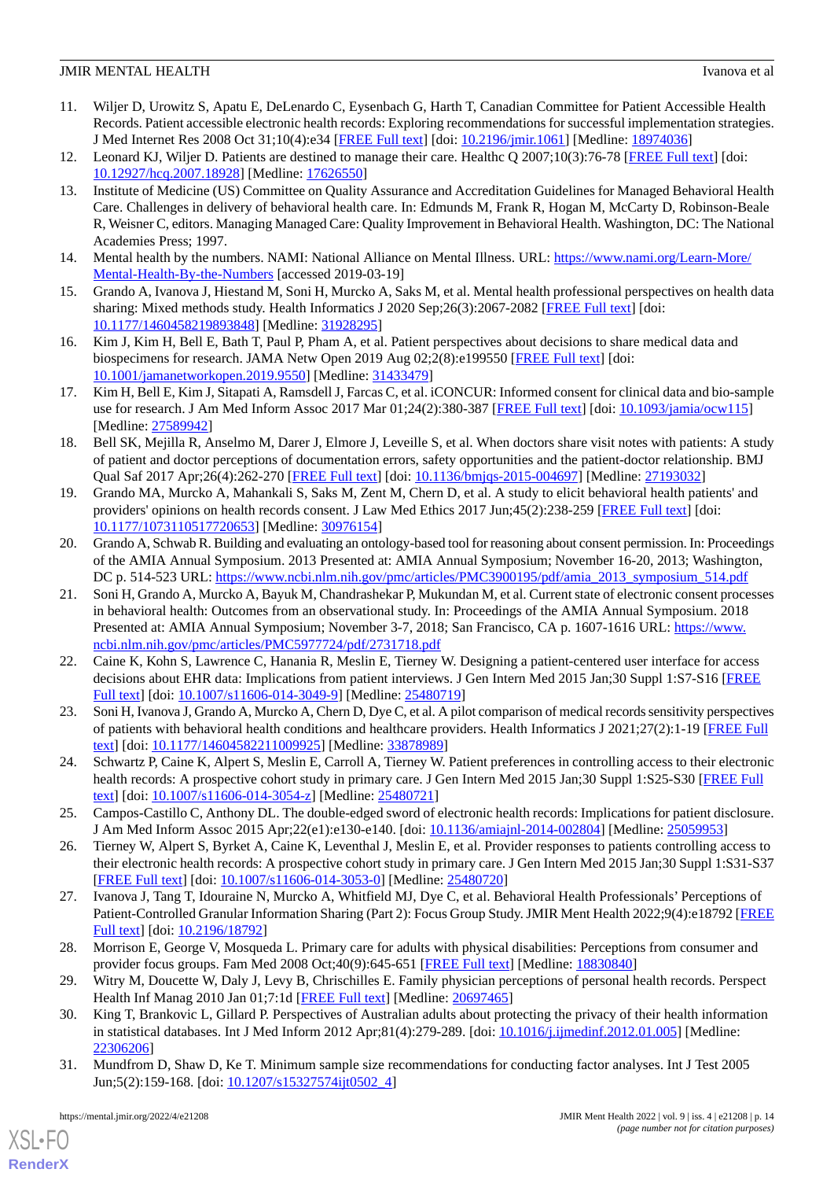11. Wiljer D, Urowitz S, Apatu E, DeLenardo C, Eysenbach G, Harth T, Canadian Committee for Patient Accessible Health Records. Patient accessible electronic health records: Exploring recommendations for successful implementation strategies. J Med Internet Res 2008 Oct 31;10(4):e34 [FREE Full text] [doi: 10.2196/jmir.1061] [Medline: 18974036]
12. Leonard KJ, Wiljer D. Patients are destined to manage their care. Healthc Q 2007;10(3):76-78 [FREE Full text] [doi: 10.12927/hcq.2007.18928] [Medline: 17626550]
13. Institute of Medicine (US) Committee on Quality Assurance and Accreditation Guidelines for Managed Behavioral Health Care. Challenges in delivery of behavioral health care. In: Edmunds M, Frank R, Hogan M, McCarty D, Robinson-Beale R, Weisner C, editors. Managing Managed Care: Quality Improvement in Behavioral Health. Washington, DC: The National Academies Press; 1997.
14. Mental health by the numbers. NAMI: National Alliance on Mental Illness. URL: https://www.nami.org/Learn-More/Mental-Health-By-the-Numbers [accessed 2019-03-19]
15. Grando A, Ivanova J, Hiestand M, Soni H, Murcko A, Saks M, et al. Mental health professional perspectives on health data sharing: Mixed methods study. Health Informatics J 2020 Sep;26(3):2067-2082 [FREE Full text] [doi: 10.1177/1460458219893848] [Medline: 31928295]
16. Kim J, Kim H, Bell E, Bath T, Paul P, Pham A, et al. Patient perspectives about decisions to share medical data and biospecimens for research. JAMA Netw Open 2019 Aug 02;2(8):e199550 [FREE Full text] [doi: 10.1001/jamanetworkopen.2019.9550] [Medline: 31433479]
17. Kim H, Bell E, Kim J, Sitapati A, Ramsdell J, Farcas C, et al. iCONCUR: Informed consent for clinical data and bio-sample use for research. J Am Med Inform Assoc 2017 Mar 01;24(2):380-387 [FREE Full text] [doi: 10.1093/jamia/ocw115] [Medline: 27589942]
18. Bell SK, Mejilla R, Anselmo M, Darer J, Elmore J, Leveille S, et al. When doctors share visit notes with patients: A study of patient and doctor perceptions of documentation errors, safety opportunities and the patient-doctor relationship. BMJ Qual Saf 2017 Apr;26(4):262-270 [FREE Full text] [doi: 10.1136/bmjqs-2015-004697] [Medline: 27193032]
19. Grando MA, Murcko A, Mahankali S, Saks M, Zent M, Chern D, et al. A study to elicit behavioral health patients' and providers' opinions on health records consent. J Law Med Ethics 2017 Jun;45(2):238-259 [FREE Full text] [doi: 10.1177/1073110517720653] [Medline: 30976154]
20. Grando A, Schwab R. Building and evaluating an ontology-based tool for reasoning about consent permission. In: Proceedings of the AMIA Annual Symposium. 2013 Presented at: AMIA Annual Symposium; November 16-20, 2013; Washington, DC p. 514-523 URL: https://www.ncbi.nlm.nih.gov/pmc/articles/PMC3900195/pdf/amia_2013_symposium_514.pdf
21. Soni H, Grando A, Murcko A, Bayuk M, Chandrashekar P, Mukundan M, et al. Current state of electronic consent processes in behavioral health: Outcomes from an observational study. In: Proceedings of the AMIA Annual Symposium. 2018 Presented at: AMIA Annual Symposium; November 3-7, 2018; San Francisco, CA p. 1607-1616 URL: https://www.ncbi.nlm.nih.gov/pmc/articles/PMC5977724/pdf/2731718.pdf
22. Caine K, Kohn S, Lawrence C, Hanania R, Meslin E, Tierney W. Designing a patient-centered user interface for access decisions about EHR data: Implications from patient interviews. J Gen Intern Med 2015 Jan;30 Suppl 1:S7-S16 [FREE Full text] [doi: 10.1007/s11606-014-3049-9] [Medline: 25480719]
23. Soni H, Ivanova J, Grando A, Murcko A, Chern D, Dye C, et al. A pilot comparison of medical records sensitivity perspectives of patients with behavioral health conditions and healthcare providers. Health Informatics J 2021;27(2):1-19 [FREE Full text] [doi: 10.1177/14604582211009925] [Medline: 33878989]
24. Schwartz P, Caine K, Alpert S, Meslin E, Carroll A, Tierney W. Patient preferences in controlling access to their electronic health records: A prospective cohort study in primary care. J Gen Intern Med 2015 Jan;30 Suppl 1:S25-S30 [FREE Full text] [doi: 10.1007/s11606-014-3054-z] [Medline: 25480721]
25. Campos-Castillo C, Anthony DL. The double-edged sword of electronic health records: Implications for patient disclosure. J Am Med Inform Assoc 2015 Apr;22(e1):e130-e140. [doi: 10.1136/amiajnl-2014-002804] [Medline: 25059953]
26. Tierney W, Alpert S, Byrket A, Caine K, Leventhal J, Meslin E, et al. Provider responses to patients controlling access to their electronic health records: A prospective cohort study in primary care. J Gen Intern Med 2015 Jan;30 Suppl 1:S31-S37 [FREE Full text] [doi: 10.1007/s11606-014-3053-0] [Medline: 25480720]
27. Ivanova J, Tang T, Idouraine N, Murcko A, Whitfield MJ, Dye C, et al. Behavioral Health Professionals' Perceptions of Patient-Controlled Granular Information Sharing (Part 2): Focus Group Study. JMIR Ment Health 2022;9(4):e18792 [FREE Full text] [doi: 10.2196/18792]
28. Morrison E, George V, Mosqueda L. Primary care for adults with physical disabilities: Perceptions from consumer and provider focus groups. Fam Med 2008 Oct;40(9):645-651 [FREE Full text] [Medline: 18830840]
29. Witry M, Doucette W, Daly J, Levy B, Chrischilles E. Family physician perceptions of personal health records. Perspect Health Inf Manag 2010 Jan 01;7:1d [FREE Full text] [Medline: 20697465]
30. King T, Brankovic L, Gillard P. Perspectives of Australian adults about protecting the privacy of their health information in statistical databases. Int J Med Inform 2012 Apr;81(4):279-289. [doi: 10.1016/j.ijmedinf.2012.01.005] [Medline: 22306206]
31. Mundfrom D, Shaw D, Ke T. Minimum sample size recommendations for conducting factor analyses. Int J Test 2005 Jun;5(2):159-168. [doi: 10.1207/s15327574ijt0502_4]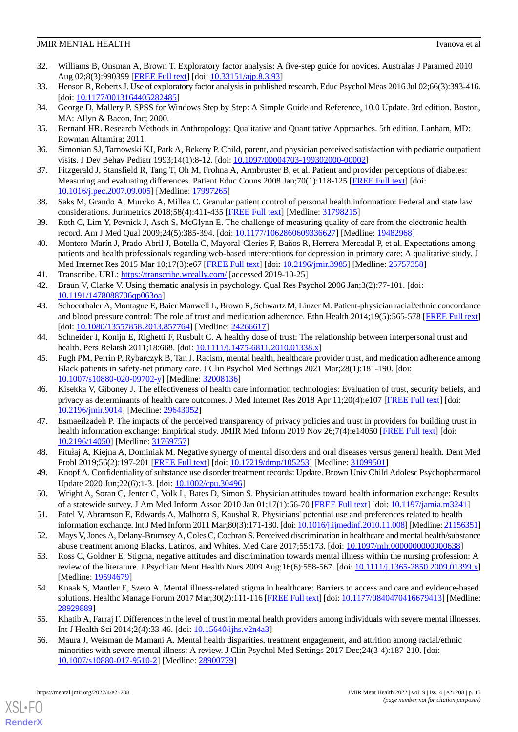32. Williams B, Onsman A, Brown T. Exploratory factor analysis: A five-step guide for novices. Australas J Paramed 2010 Aug 02;8(3):990399 [FREE Full text] [doi: 10.33151/ajp.8.3.93]
33. Henson R, Roberts J. Use of exploratory factor analysis in published research. Educ Psychol Meas 2016 Jul 02;66(3):393-416. [doi: 10.1177/0013164405282485]
34. George D, Mallery P. SPSS for Windows Step by Step: A Simple Guide and Reference, 10.0 Update. 3rd edition. Boston, MA: Allyn & Bacon, Inc; 2000.
35. Bernard HR. Research Methods in Anthropology: Qualitative and Quantitative Approaches. 5th edition. Lanham, MD: Rowman Altamira; 2011.
36. Simonian SJ, Tarnowski KJ, Park A, Bekeny P. Child, parent, and physician perceived satisfaction with pediatric outpatient visits. J Dev Behav Pediatr 1993;14(1):8-12. [doi: 10.1097/00004703-199302000-00002]
37. Fitzgerald J, Stansfield R, Tang T, Oh M, Frohna A, Armbruster B, et al. Patient and provider perceptions of diabetes: Measuring and evaluating differences. Patient Educ Couns 2008 Jan;70(1):118-125 [FREE Full text] [doi: 10.1016/j.pec.2007.09.005] [Medline: 17997265]
38. Saks M, Grando A, Murcko A, Millea C. Granular patient control of personal health information: Federal and state law considerations. Jurimetrics 2018;58(4):411-435 [FREE Full text] [Medline: 31798215]
39. Roth C, Lim Y, Pevnick J, Asch S, McGlynn E. The challenge of measuring quality of care from the electronic health record. Am J Med Qual 2009;24(5):385-394. [doi: 10.1177/1062860609336627] [Medline: 19482968]
40. Montero-Marín J, Prado-Abril J, Botella C, Mayoral-Cleries F, Baños R, Herrera-Mercadal P, et al. Expectations among patients and health professionals regarding web-based interventions for depression in primary care: A qualitative study. J Med Internet Res 2015 Mar 10;17(3):e67 [FREE Full text] [doi: 10.2196/jmir.3985] [Medline: 25757358]
41. Transcribe. URL: https://transcribe.wreally.com/ [accessed 2019-10-25]
42. Braun V, Clarke V. Using thematic analysis in psychology. Qual Res Psychol 2006 Jan;3(2):77-101. [doi: 10.1191/1478088706qp063oa]
43. Schoenthaler A, Montague E, Baier Manwell L, Brown R, Schwartz M, Linzer M. Patient-physician racial/ethnic concordance and blood pressure control: The role of trust and medication adherence. Ethn Health 2014;19(5):565-578 [FREE Full text] [doi: 10.1080/13557858.2013.857764] [Medline: 24266617]
44. Schneider I, Konijn E, Righetti F, Rusbult C. A healthy dose of trust: The relationship between interpersonal trust and health. Pers Relatsh 2011;18:668. [doi: 10.1111/j.1475-6811.2010.01338.x]
45. Pugh PM, Perrin P, Rybarczyk B, Tan J. Racism, mental health, healthcare provider trust, and medication adherence among Black patients in safety-net primary care. J Clin Psychol Med Settings 2021 Mar;28(1):181-190. [doi: 10.1007/s10880-020-09702-y] [Medline: 32008136]
46. Kisekka V, Giboney J. The effectiveness of health care information technologies: Evaluation of trust, security beliefs, and privacy as determinants of health care outcomes. J Med Internet Res 2018 Apr 11;20(4):e107 [FREE Full text] [doi: 10.2196/jmir.9014] [Medline: 29643052]
47. Esmaeilzadeh P. The impacts of the perceived transparency of privacy policies and trust in providers for building trust in health information exchange: Empirical study. JMIR Med Inform 2019 Nov 26;7(4):e14050 [FREE Full text] [doi: 10.2196/14050] [Medline: 31769757]
48. Pitułaj A, Kiejna A, Dominiak M. Negative synergy of mental disorders and oral diseases versus general health. Dent Med Probl 2019;56(2):197-201 [FREE Full text] [doi: 10.17219/dmp/105253] [Medline: 31099501]
49. Knopf A. Confidentiality of substance use disorder treatment records: Update. Brown Univ Child Adolesc Psychopharmacol Update 2020 Jun;22(6):1-3. [doi: 10.1002/cpu.30496]
50. Wright A, Soran C, Jenter C, Volk L, Bates D, Simon S. Physician attitudes toward health information exchange: Results of a statewide survey. J Am Med Inform Assoc 2010 Jan 01;17(1):66-70 [FREE Full text] [doi: 10.1197/jamia.m3241]
51. Patel V, Abramson E, Edwards A, Malhotra S, Kaushal R. Physicians' potential use and preferences related to health information exchange. Int J Med Inform 2011 Mar;80(3):171-180. [doi: 10.1016/j.ijmedinf.2010.11.008] [Medline: 21156351]
52. Mays V, Jones A, Delany-Brumsey A, Coles C, Cochran S. Perceived discrimination in healthcare and mental health/substance abuse treatment among Blacks, Latinos, and Whites. Med Care 2017;55:173. [doi: 10.1097/mlr.0000000000000638]
53. Ross C, Goldner E. Stigma, negative attitudes and discrimination towards mental illness within the nursing profession: A review of the literature. J Psychiatr Ment Health Nurs 2009 Aug;16(6):558-567. [doi: 10.1111/j.1365-2850.2009.01399.x] [Medline: 19594679]
54. Knaak S, Mantler E, Szeto A. Mental illness-related stigma in healthcare: Barriers to access and care and evidence-based solutions. Healthc Manage Forum 2017 Mar;30(2):111-116 [FREE Full text] [doi: 10.1177/0840470416679413] [Medline: 28929889]
55. Khatib A, Farraj F. Differences in the level of trust in mental health providers among individuals with severe mental illnesses. Int J Health Sci 2014;2(4):33-46. [doi: 10.15640/ijhs.v2n4a3]
56. Maura J, Weisman de Mamani A. Mental health disparities, treatment engagement, and attrition among racial/ethnic minorities with severe mental illness: A review. J Clin Psychol Med Settings 2017 Dec;24(3-4):187-210. [doi: 10.1007/s10880-017-9510-2] [Medline: 28900779]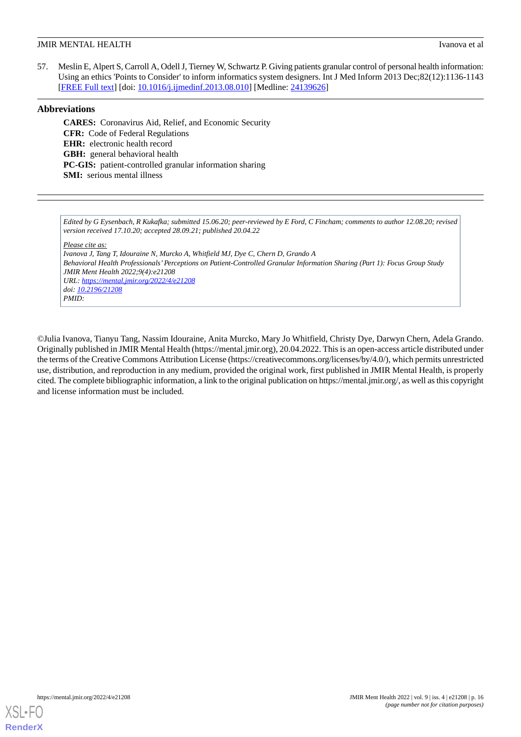57. Meslin E, Alpert S, Carroll A, Odell J, Tierney W, Schwartz P. Giving patients granular control of personal health information: Using an ethics 'Points to Consider' to inform informatics system designers. Int J Med Inform 2013 Dec;82(12):1136-1143 [FREE Full text] [doi: 10.1016/j.ijmedinf.2013.08.010] [Medline: 24139626]

## Abbreviations

**CARES:** Coronavirus Aid, Relief, and Economic Security
**CFR:** Code of Federal Regulations
**EHR:** electronic health record
**GBH:** general behavioral health
**PC-GIS:** patient-controlled granular information sharing
**SMI:** serious mental illness

---

*Edited by G Eysenbach, R Kukafka; submitted 15.06.20; peer-reviewed by E Ford, C Fincham; comments to author 12.08.20; revised version received 17.10.20; accepted 28.09.21; published 20.04.22*

*Please cite as:*
*Ivanova J, Tang T, Idouraine N, Murcko A, Whitfield MJ, Dye C, Chern D, Grando A*
*Behavioral Health Professionals' Perceptions on Patient-Controlled Granular Information Sharing (Part 1): Focus Group Study*
*JMIR Ment Health 2022;9(4):e21208*
*URL: https://mental.jmir.org/2022/4/e21208*
*doi: 10.2196/21208*
*PMID:*

©Julia Ivanova, Tianyu Tang, Nassim Idouraine, Anita Murcko, Mary Jo Whitfield, Christy Dye, Darwyn Chern, Adela Grando. Originally published in JMIR Mental Health (https://mental.jmir.org), 20.04.2022. This is an open-access article distributed under the terms of the Creative Commons Attribution License (https://creativecommons.org/licenses/by/4.0/), which permits unrestricted use, distribution, and reproduction in any medium, provided the original work, first published in JMIR Mental Health, is properly cited. The complete bibliographic information, a link to the original publication on https://mental.jmir.org/, as well as this copyright and license information must be included.